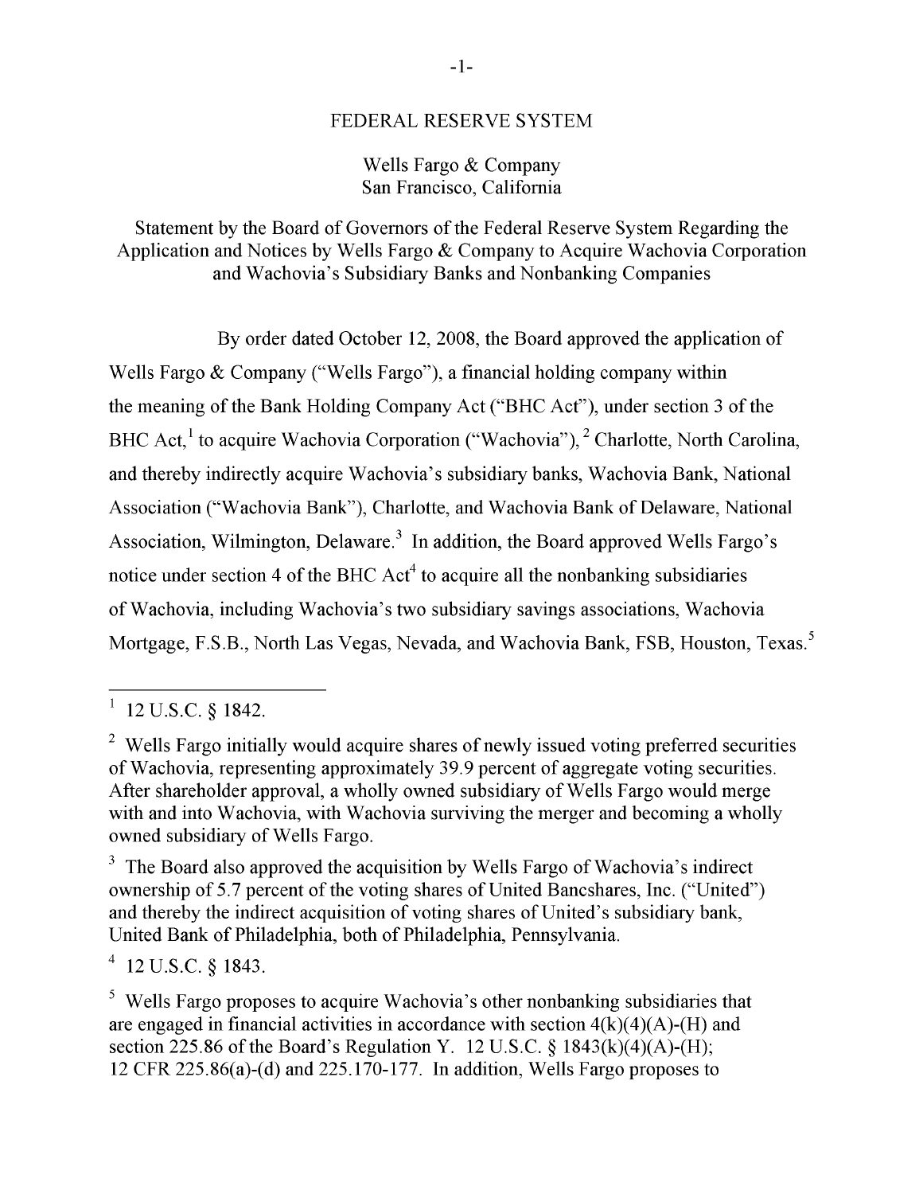FEDERAL RESERVE SYSTEM

Wells Fargo & Company
San Francisco, California

Statement by the Board of Governors of the Federal Reserve System Regarding the Application and Notices by Wells Fargo & Company to Acquire Wachovia Corporation and Wachovia's Subsidiary Banks and Nonbanking Companies

By order dated October 12, 2008, the Board approved the application of Wells Fargo & Company ("Wells Fargo"), a financial holding company within the meaning of the Bank Holding Company Act ("BHC Act"), under section 3 of the BHC Act,[1] to acquire Wachovia Corporation ("Wachovia"),[2] Charlotte, North Carolina, and thereby indirectly acquire Wachovia's subsidiary banks, Wachovia Bank, National Association ("Wachovia Bank"), Charlotte, and Wachovia Bank of Delaware, National Association, Wilmington, Delaware.[3] In addition, the Board approved Wells Fargo's notice under section 4 of the BHC Act[4] to acquire all the nonbanking subsidiaries of Wachovia, including Wachovia's two subsidiary savings associations, Wachovia Mortgage, F.S.B., North Las Vegas, Nevada, and Wachovia Bank, FSB, Houston, Texas.[5]

---

[1] 12 U.S.C. § 1842.

[2] Wells Fargo initially would acquire shares of newly issued voting preferred securities of Wachovia, representing approximately 39.9 percent of aggregate voting securities. After shareholder approval, a wholly owned subsidiary of Wells Fargo would merge with and into Wachovia, with Wachovia surviving the merger and becoming a wholly owned subsidiary of Wells Fargo.

[3] The Board also approved the acquisition by Wells Fargo of Wachovia's indirect ownership of 5.7 percent of the voting shares of United Bancshares, Inc. ("United") and thereby the indirect acquisition of voting shares of United's subsidiary bank, United Bank of Philadelphia, both of Philadelphia, Pennsylvania.

[4] 12 U.S.C. § 1843.

[5] Wells Fargo proposes to acquire Wachovia's other nonbanking subsidiaries that are engaged in financial activities in accordance with section 4(k)(4)(A)-(H) and section 225.86 of the Board's Regulation Y. 12 U.S.C. § 1843(k)(4)(A)-(H); 12 CFR 225.86(a)-(d) and 225.170-177. In addition, Wells Fargo proposes to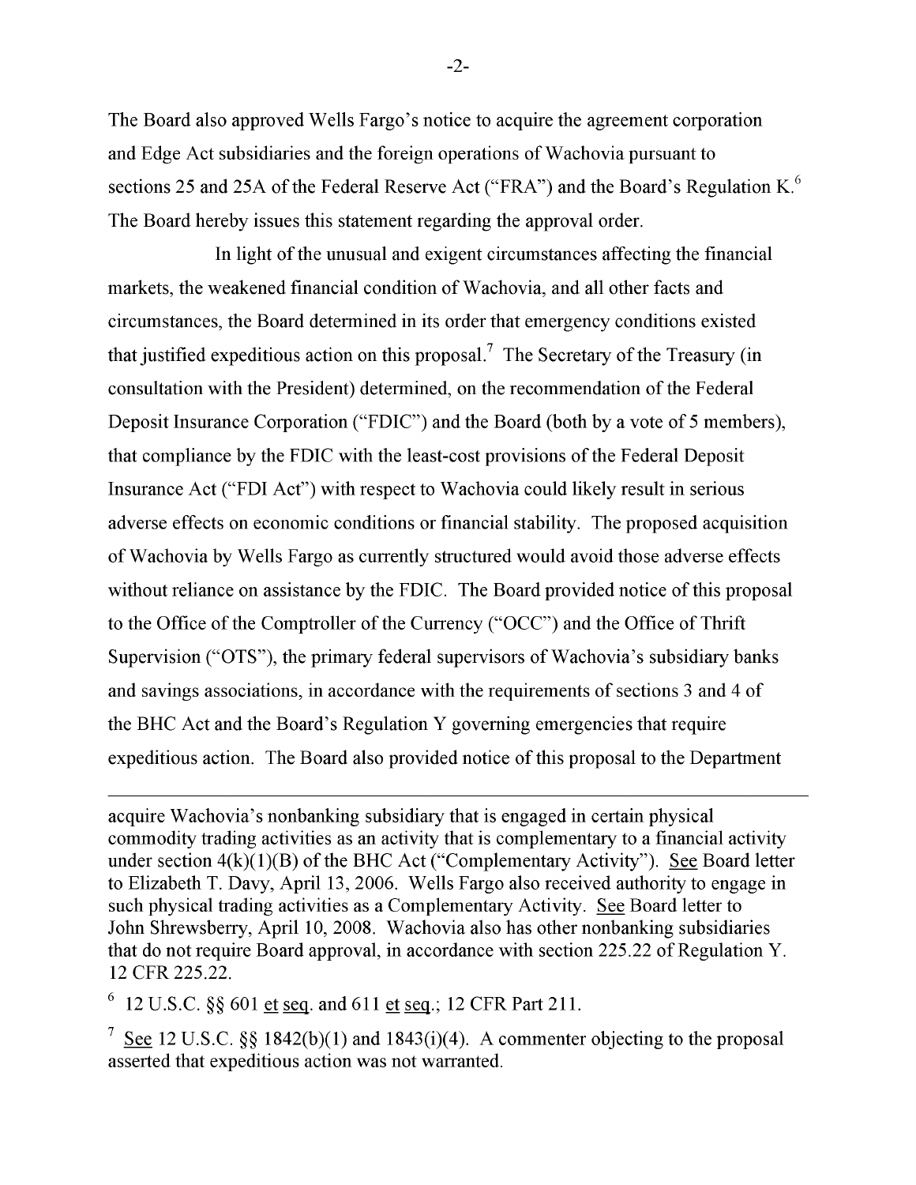The Board also approved Wells Fargo's notice to acquire the agreement corporation and Edge Act subsidiaries and the foreign operations of Wachovia pursuant to sections 25 and 25A of the Federal Reserve Act ("FRA") and the Board's Regulation K.[6] The Board hereby issues this statement regarding the approval order.

In light of the unusual and exigent circumstances affecting the financial markets, the weakened financial condition of Wachovia, and all other facts and circumstances, the Board determined in its order that emergency conditions existed that justified expeditious action on this proposal.[7] The Secretary of the Treasury (in consultation with the President) determined, on the recommendation of the Federal Deposit Insurance Corporation ("FDIC") and the Board (both by a vote of 5 members), that compliance by the FDIC with the least-cost provisions of the Federal Deposit Insurance Act ("FDI Act") with respect to Wachovia could likely result in serious adverse effects on economic conditions or financial stability. The proposed acquisition of Wachovia by Wells Fargo as currently structured would avoid those adverse effects without reliance on assistance by the FDIC. The Board provided notice of this proposal to the Office of the Comptroller of the Currency ("OCC") and the Office of Thrift Supervision ("OTS"), the primary federal supervisors of Wachovia's subsidiary banks and savings associations, in accordance with the requirements of sections 3 and 4 of the BHC Act and the Board's Regulation Y governing emergencies that require expeditious action. The Board also provided notice of this proposal to the Department

---

acquire Wachovia's nonbanking subsidiary that is engaged in certain physical commodity trading activities as an activity that is complementary to a financial activity under section 4(k)(1)(B) of the BHC Act ("Complementary Activity"). See Board letter to Elizabeth T. Davy, April 13, 2006. Wells Fargo also received authority to engage in such physical trading activities as a Complementary Activity. See Board letter to John Shrewsberry, April 10, 2008. Wachovia also has other nonbanking subsidiaries that do not require Board approval, in accordance with section 225.22 of Regulation Y. 12 CFR 225.22.

[6] 12 U.S.C. §§ 601 et seq. and 611 et seq.; 12 CFR Part 211.

[7] See 12 U.S.C. §§ 1842(b)(1) and 1843(i)(4). A commenter objecting to the proposal asserted that expeditious action was not warranted.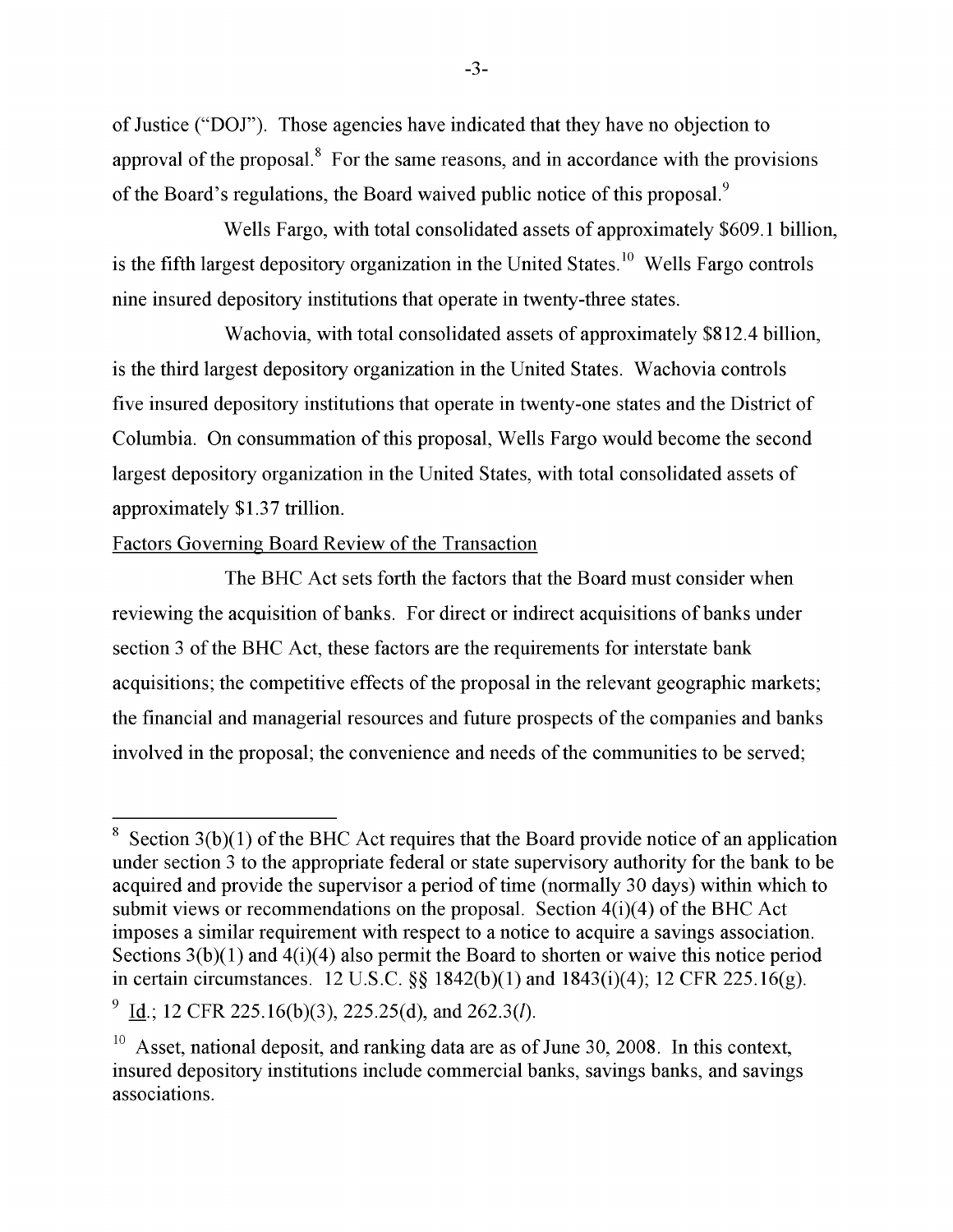of Justice ("DOJ"). Those agencies have indicated that they have no objection to approval of the proposal.[8] For the same reasons, and in accordance with the provisions of the Board's regulations, the Board waived public notice of this proposal.[9]

Wells Fargo, with total consolidated assets of approximately $609.1 billion, is the fifth largest depository organization in the United States.[10] Wells Fargo controls nine insured depository institutions that operate in twenty-three states.

Wachovia, with total consolidated assets of approximately $812.4 billion, is the third largest depository organization in the United States. Wachovia controls five insured depository institutions that operate in twenty-one states and the District of Columbia. On consummation of this proposal, Wells Fargo would become the second largest depository organization in the United States, with total consolidated assets of approximately $1.37 trillion.

Factors Governing Board Review of the Transaction

The BHC Act sets forth the factors that the Board must consider when reviewing the acquisition of banks. For direct or indirect acquisitions of banks under section 3 of the BHC Act, these factors are the requirements for interstate bank acquisitions; the competitive effects of the proposal in the relevant geographic markets; the financial and managerial resources and future prospects of the companies and banks involved in the proposal; the convenience and needs of the communities to be served;

---

[8] Section 3(b)(1) of the BHC Act requires that the Board provide notice of an application under section 3 to the appropriate federal or state supervisory authority for the bank to be acquired and provide the supervisor a period of time (normally 30 days) within which to submit views or recommendations on the proposal. Section 4(i)(4) of the BHC Act imposes a similar requirement with respect to a notice to acquire a savings association. Sections 3(b)(1) and 4(i)(4) also permit the Board to shorten or waive this notice period in certain circumstances. 12 U.S.C. §§ 1842(b)(1) and 1843(i)(4); 12 CFR 225.16(g).

[9] Id.; 12 CFR 225.16(b)(3), 225.25(d), and 262.3(*l*).

[10] Asset, national deposit, and ranking data are as of June 30, 2008. In this context, insured depository institutions include commercial banks, savings banks, and savings associations.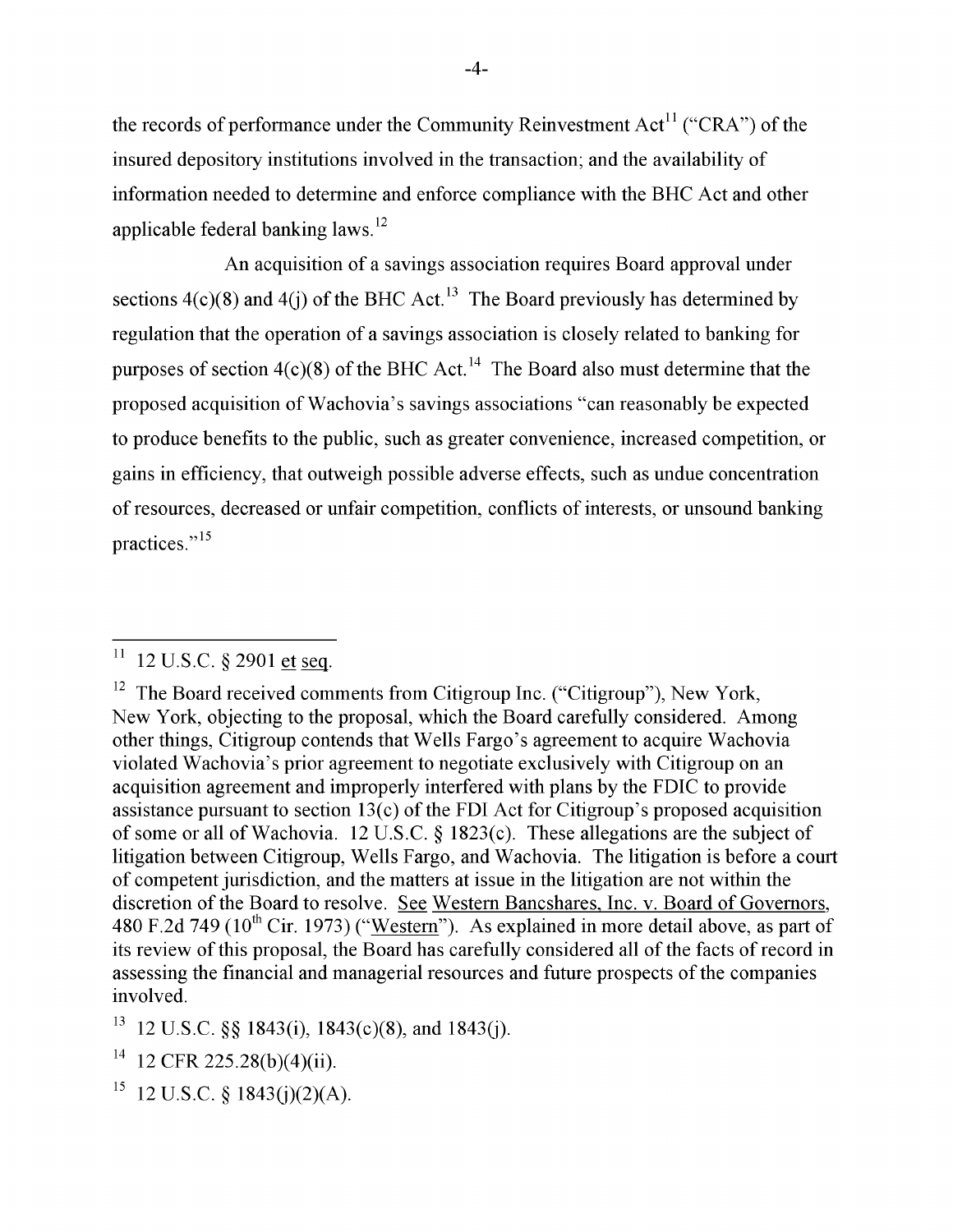the records of performance under the Community Reinvestment Act[11] ("CRA") of the insured depository institutions involved in the transaction; and the availability of information needed to determine and enforce compliance with the BHC Act and other applicable federal banking laws.[12]

An acquisition of a savings association requires Board approval under sections 4(c)(8) and 4(j) of the BHC Act.[13] The Board previously has determined by regulation that the operation of a savings association is closely related to banking for purposes of section 4(c)(8) of the BHC Act.[14] The Board also must determine that the proposed acquisition of Wachovia's savings associations "can reasonably be expected to produce benefits to the public, such as greater convenience, increased competition, or gains in efficiency, that outweigh possible adverse effects, such as undue concentration of resources, decreased or unfair competition, conflicts of interests, or unsound banking practices."[15]

---

[11] 12 U.S.C. § 2901 et seq.

[12] The Board received comments from Citigroup Inc. ("Citigroup"), New York, New York, objecting to the proposal, which the Board carefully considered. Among other things, Citigroup contends that Wells Fargo's agreement to acquire Wachovia violated Wachovia's prior agreement to negotiate exclusively with Citigroup on an acquisition agreement and improperly interfered with plans by the FDIC to provide assistance pursuant to section 13(c) of the FDI Act for Citigroup's proposed acquisition of some or all of Wachovia. 12 U.S.C. § 1823(c). These allegations are the subject of litigation between Citigroup, Wells Fargo, and Wachovia. The litigation is before a court of competent jurisdiction, and the matters at issue in the litigation are not within the discretion of the Board to resolve. See Western Bancshares, Inc. v. Board of Governors, 480 F.2d 749 (10th Cir. 1973) ("Western"). As explained in more detail above, as part of its review of this proposal, the Board has carefully considered all of the facts of record in assessing the financial and managerial resources and future prospects of the companies involved.

[13] 12 U.S.C. §§ 1843(i), 1843(c)(8), and 1843(j).

[14] 12 CFR 225.28(b)(4)(ii).

[15] 12 U.S.C. § 1843(j)(2)(A).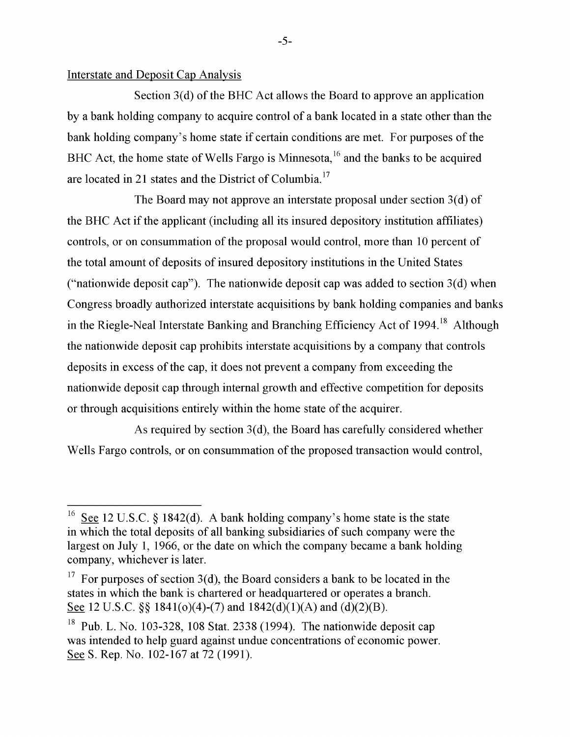Interstate and Deposit Cap Analysis

Section 3(d) of the BHC Act allows the Board to approve an application by a bank holding company to acquire control of a bank located in a state other than the bank holding company's home state if certain conditions are met. For purposes of the BHC Act, the home state of Wells Fargo is Minnesota,[16] and the banks to be acquired are located in 21 states and the District of Columbia.[17]

The Board may not approve an interstate proposal under section 3(d) of the BHC Act if the applicant (including all its insured depository institution affiliates) controls, or on consummation of the proposal would control, more than 10 percent of the total amount of deposits of insured depository institutions in the United States ("nationwide deposit cap"). The nationwide deposit cap was added to section 3(d) when Congress broadly authorized interstate acquisitions by bank holding companies and banks in the Riegle-Neal Interstate Banking and Branching Efficiency Act of 1994.[18] Although the nationwide deposit cap prohibits interstate acquisitions by a company that controls deposits in excess of the cap, it does not prevent a company from exceeding the nationwide deposit cap through internal growth and effective competition for deposits or through acquisitions entirely within the home state of the acquirer.

As required by section 3(d), the Board has carefully considered whether Wells Fargo controls, or on consummation of the proposed transaction would control,

---

[16] See 12 U.S.C. § 1842(d). A bank holding company's home state is the state in which the total deposits of all banking subsidiaries of such company were the largest on July 1, 1966, or the date on which the company became a bank holding company, whichever is later.

[17] For purposes of section 3(d), the Board considers a bank to be located in the states in which the bank is chartered or headquartered or operates a branch. See 12 U.S.C. §§ 1841(o)(4)-(7) and 1842(d)(1)(A) and (d)(2)(B).

[18] Pub. L. No. 103-328, 108 Stat. 2338 (1994). The nationwide deposit cap was intended to help guard against undue concentrations of economic power. See S. Rep. No. 102-167 at 72 (1991).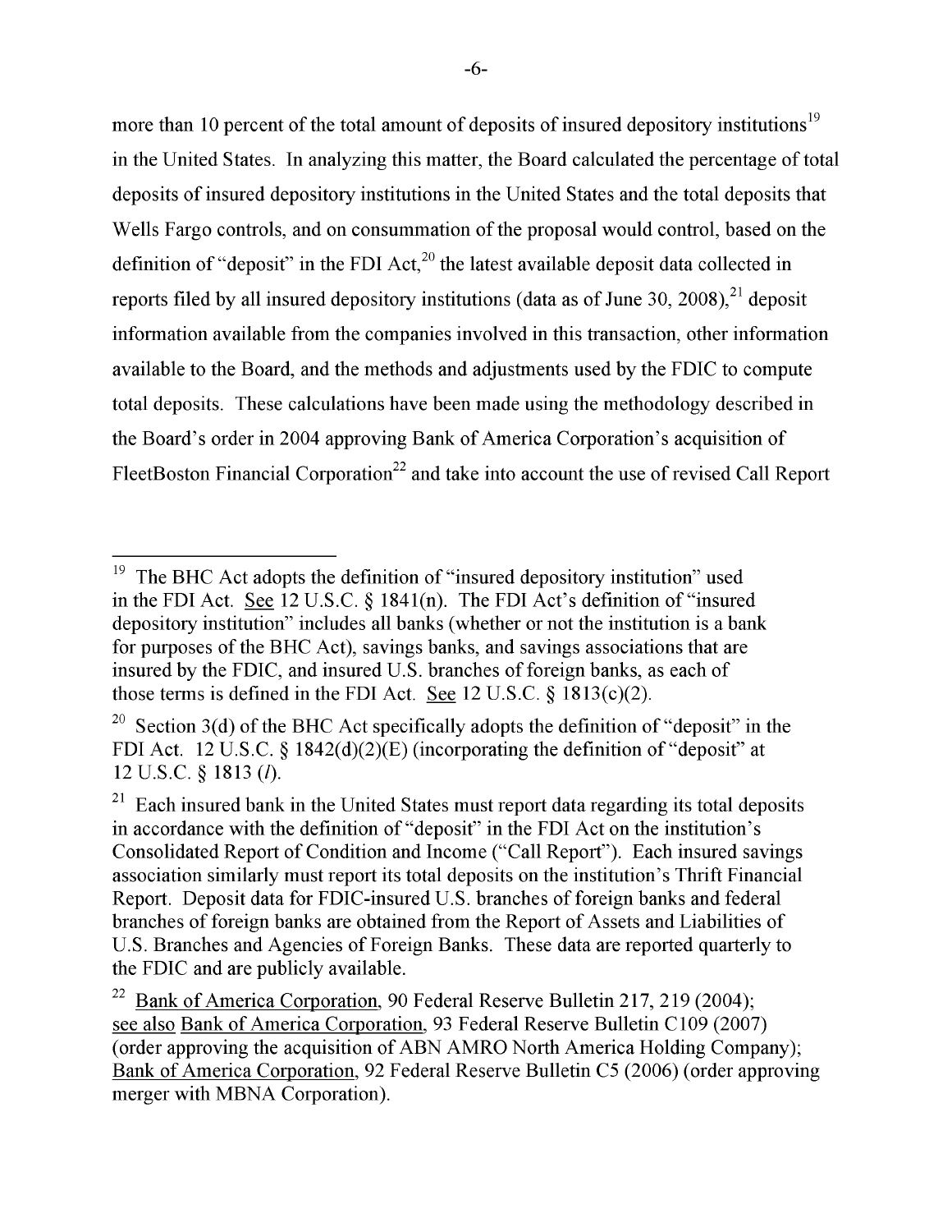more than 10 percent of the total amount of deposits of insured depository institutions[19] in the United States. In analyzing this matter, the Board calculated the percentage of total deposits of insured depository institutions in the United States and the total deposits that Wells Fargo controls, and on consummation of the proposal would control, based on the definition of "deposit" in the FDI Act,[20] the latest available deposit data collected in reports filed by all insured depository institutions (data as of June 30, 2008),[21] deposit information available from the companies involved in this transaction, other information available to the Board, and the methods and adjustments used by the FDIC to compute total deposits. These calculations have been made using the methodology described in the Board's order in 2004 approving Bank of America Corporation's acquisition of FleetBoston Financial Corporation[22] and take into account the use of revised Call Report

---

[19] The BHC Act adopts the definition of "insured depository institution" used in the FDI Act. See 12 U.S.C. § 1841(n). The FDI Act's definition of "insured depository institution" includes all banks (whether or not the institution is a bank for purposes of the BHC Act), savings banks, and savings associations that are insured by the FDIC, and insured U.S. branches of foreign banks, as each of those terms is defined in the FDI Act. See 12 U.S.C. § 1813(c)(2).

[20] Section 3(d) of the BHC Act specifically adopts the definition of "deposit" in the FDI Act. 12 U.S.C. § 1842(d)(2)(E) (incorporating the definition of "deposit" at 12 U.S.C. § 1813 (*l*).

[21] Each insured bank in the United States must report data regarding its total deposits in accordance with the definition of "deposit" in the FDI Act on the institution's Consolidated Report of Condition and Income ("Call Report"). Each insured savings association similarly must report its total deposits on the institution's Thrift Financial Report. Deposit data for FDIC-insured U.S. branches of foreign banks and federal branches of foreign banks are obtained from the Report of Assets and Liabilities of U.S. Branches and Agencies of Foreign Banks. These data are reported quarterly to the FDIC and are publicly available.

[22] Bank of America Corporation, 90 Federal Reserve Bulletin 217, 219 (2004); see also Bank of America Corporation, 93 Federal Reserve Bulletin C109 (2007) (order approving the acquisition of ABN AMRO North America Holding Company); Bank of America Corporation, 92 Federal Reserve Bulletin C5 (2006) (order approving merger with MBNA Corporation).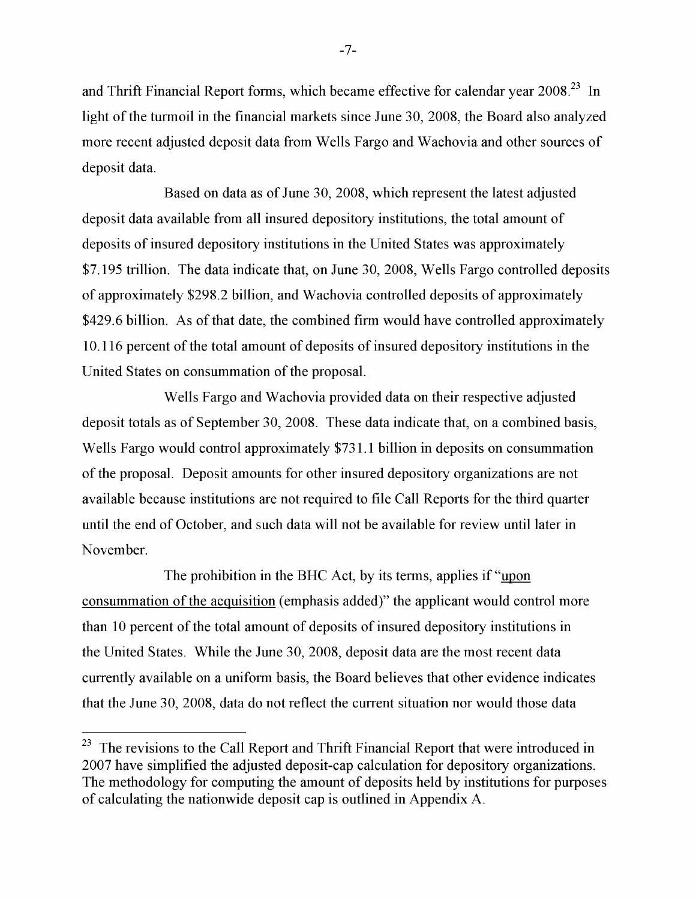and Thrift Financial Report forms, which became effective for calendar year 2008.[23] In light of the turmoil in the financial markets since June 30, 2008, the Board also analyzed more recent adjusted deposit data from Wells Fargo and Wachovia and other sources of deposit data.

Based on data as of June 30, 2008, which represent the latest adjusted deposit data available from all insured depository institutions, the total amount of deposits of insured depository institutions in the United States was approximately $7.195 trillion. The data indicate that, on June 30, 2008, Wells Fargo controlled deposits of approximately $298.2 billion, and Wachovia controlled deposits of approximately $429.6 billion. As of that date, the combined firm would have controlled approximately 10.116 percent of the total amount of deposits of insured depository institutions in the United States on consummation of the proposal.

Wells Fargo and Wachovia provided data on their respective adjusted deposit totals as of September 30, 2008. These data indicate that, on a combined basis, Wells Fargo would control approximately $731.1 billion in deposits on consummation of the proposal. Deposit amounts for other insured depository organizations are not available because institutions are not required to file Call Reports for the third quarter until the end of October, and such data will not be available for review until later in November.

The prohibition in the BHC Act, by its terms, applies if "upon consummation of the acquisition (emphasis added)" the applicant would control more than 10 percent of the total amount of deposits of insured depository institutions in the United States. While the June 30, 2008, deposit data are the most recent data currently available on a uniform basis, the Board believes that other evidence indicates that the June 30, 2008, data do not reflect the current situation nor would those data

---

[23] The revisions to the Call Report and Thrift Financial Report that were introduced in 2007 have simplified the adjusted deposit-cap calculation for depository organizations. The methodology for computing the amount of deposits held by institutions for purposes of calculating the nationwide deposit cap is outlined in Appendix A.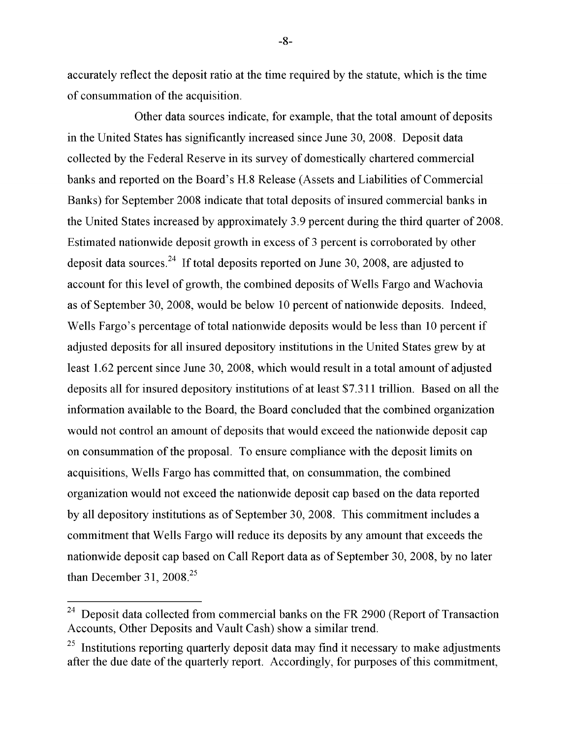accurately reflect the deposit ratio at the time required by the statute, which is the time of consummation of the acquisition.

Other data sources indicate, for example, that the total amount of deposits in the United States has significantly increased since June 30, 2008. Deposit data collected by the Federal Reserve in its survey of domestically chartered commercial banks and reported on the Board's H.8 Release (Assets and Liabilities of Commercial Banks) for September 2008 indicate that total deposits of insured commercial banks in the United States increased by approximately 3.9 percent during the third quarter of 2008. Estimated nationwide deposit growth in excess of 3 percent is corroborated by other deposit data sources.[24] If total deposits reported on June 30, 2008, are adjusted to account for this level of growth, the combined deposits of Wells Fargo and Wachovia as of September 30, 2008, would be below 10 percent of nationwide deposits. Indeed, Wells Fargo's percentage of total nationwide deposits would be less than 10 percent if adjusted deposits for all insured depository institutions in the United States grew by at least 1.62 percent since June 30, 2008, which would result in a total amount of adjusted deposits all for insured depository institutions of at least $7.311 trillion. Based on all the information available to the Board, the Board concluded that the combined organization would not control an amount of deposits that would exceed the nationwide deposit cap on consummation of the proposal. To ensure compliance with the deposit limits on acquisitions, Wells Fargo has committed that, on consummation, the combined organization would not exceed the nationwide deposit cap based on the data reported by all depository institutions as of September 30, 2008. This commitment includes a commitment that Wells Fargo will reduce its deposits by any amount that exceeds the nationwide deposit cap based on Call Report data as of September 30, 2008, by no later than December 31, 2008.[25]

---

[24] Deposit data collected from commercial banks on the FR 2900 (Report of Transaction Accounts, Other Deposits and Vault Cash) show a similar trend.

[25] Institutions reporting quarterly deposit data may find it necessary to make adjustments after the due date of the quarterly report. Accordingly, for purposes of this commitment,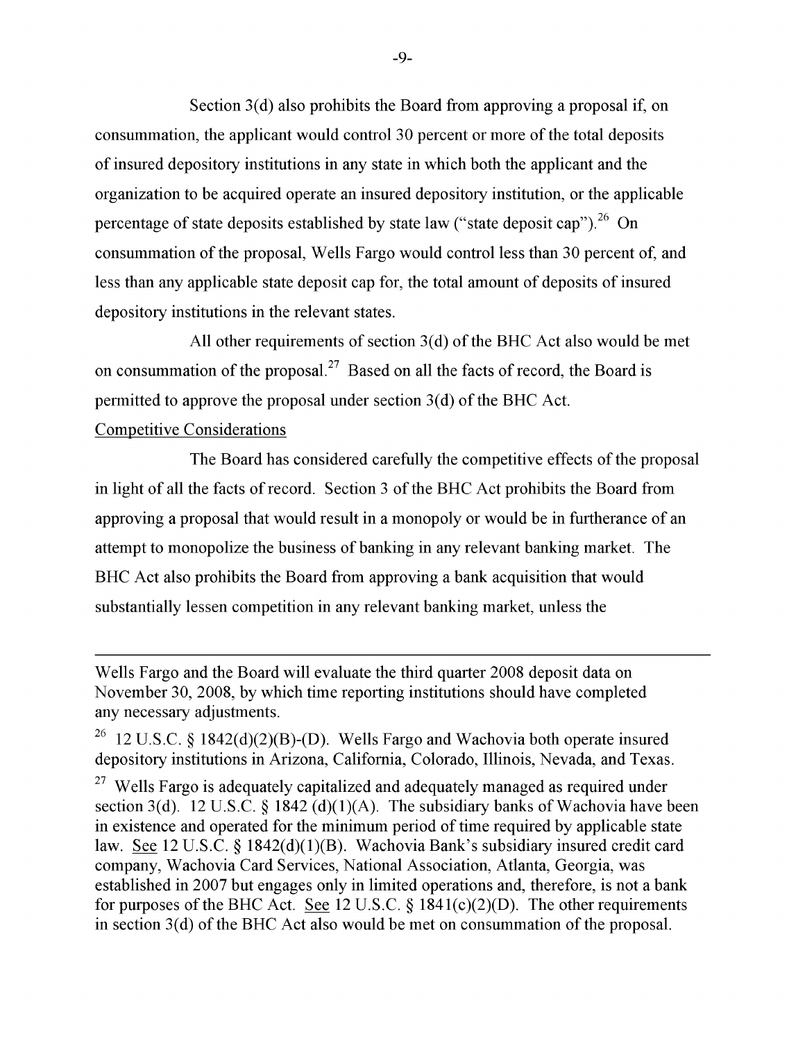Section 3(d) also prohibits the Board from approving a proposal if, on consummation, the applicant would control 30 percent or more of the total deposits of insured depository institutions in any state in which both the applicant and the organization to be acquired operate an insured depository institution, or the applicable percentage of state deposits established by state law ("state deposit cap").[26] On consummation of the proposal, Wells Fargo would control less than 30 percent of, and less than any applicable state deposit cap for, the total amount of deposits of insured depository institutions in the relevant states.

All other requirements of section 3(d) of the BHC Act also would be met on consummation of the proposal.[27] Based on all the facts of record, the Board is permitted to approve the proposal under section 3(d) of the BHC Act.

Competitive Considerations

The Board has considered carefully the competitive effects of the proposal in light of all the facts of record. Section 3 of the BHC Act prohibits the Board from approving a proposal that would result in a monopoly or would be in furtherance of an attempt to monopolize the business of banking in any relevant banking market. The BHC Act also prohibits the Board from approving a bank acquisition that would substantially lessen competition in any relevant banking market, unless the

---

Wells Fargo and the Board will evaluate the third quarter 2008 deposit data on November 30, 2008, by which time reporting institutions should have completed any necessary adjustments.

[26] 12 U.S.C. § 1842(d)(2)(B)-(D). Wells Fargo and Wachovia both operate insured depository institutions in Arizona, California, Colorado, Illinois, Nevada, and Texas.

[27] Wells Fargo is adequately capitalized and adequately managed as required under section 3(d). 12 U.S.C. § 1842 (d)(1)(A). The subsidiary banks of Wachovia have been in existence and operated for the minimum period of time required by applicable state law. See 12 U.S.C. § 1842(d)(1)(B). Wachovia Bank's subsidiary insured credit card company, Wachovia Card Services, National Association, Atlanta, Georgia, was established in 2007 but engages only in limited operations and, therefore, is not a bank for purposes of the BHC Act. See 12 U.S.C. § 1841(c)(2)(D). The other requirements in section 3(d) of the BHC Act also would be met on consummation of the proposal.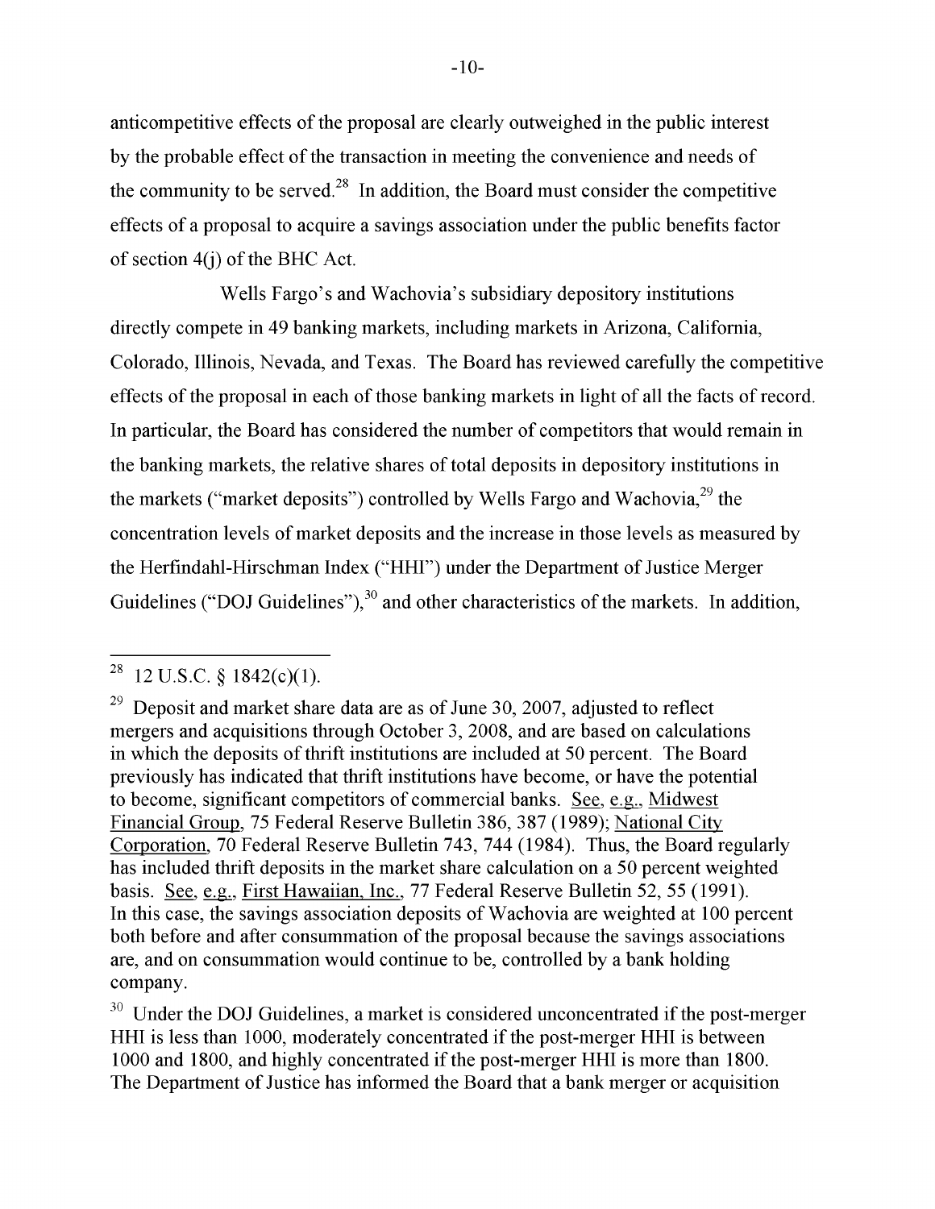anticompetitive effects of the proposal are clearly outweighed in the public interest by the probable effect of the transaction in meeting the convenience and needs of the community to be served.[28] In addition, the Board must consider the competitive effects of a proposal to acquire a savings association under the public benefits factor of section 4(j) of the BHC Act.

Wells Fargo's and Wachovia's subsidiary depository institutions directly compete in 49 banking markets, including markets in Arizona, California, Colorado, Illinois, Nevada, and Texas. The Board has reviewed carefully the competitive effects of the proposal in each of those banking markets in light of all the facts of record. In particular, the Board has considered the number of competitors that would remain in the banking markets, the relative shares of total deposits in depository institutions in the markets ("market deposits") controlled by Wells Fargo and Wachovia,[29] the concentration levels of market deposits and the increase in those levels as measured by the Herfindahl-Hirschman Index ("HHI") under the Department of Justice Merger Guidelines ("DOJ Guidelines"),[30] and other characteristics of the markets. In addition,

---

[28] 12 U.S.C. § 1842(c)(1).

[29] Deposit and market share data are as of June 30, 2007, adjusted to reflect mergers and acquisitions through October 3, 2008, and are based on calculations in which the deposits of thrift institutions are included at 50 percent. The Board previously has indicated that thrift institutions have become, or have the potential to become, significant competitors of commercial banks. See, e.g., Midwest Financial Group, 75 Federal Reserve Bulletin 386, 387 (1989); National City Corporation, 70 Federal Reserve Bulletin 743, 744 (1984). Thus, the Board regularly has included thrift deposits in the market share calculation on a 50 percent weighted basis. See, e.g., First Hawaiian, Inc., 77 Federal Reserve Bulletin 52, 55 (1991). In this case, the savings association deposits of Wachovia are weighted at 100 percent both before and after consummation of the proposal because the savings associations are, and on consummation would continue to be, controlled by a bank holding company.

[30] Under the DOJ Guidelines, a market is considered unconcentrated if the post-merger HHI is less than 1000, moderately concentrated if the post-merger HHI is between 1000 and 1800, and highly concentrated if the post-merger HHI is more than 1800. The Department of Justice has informed the Board that a bank merger or acquisition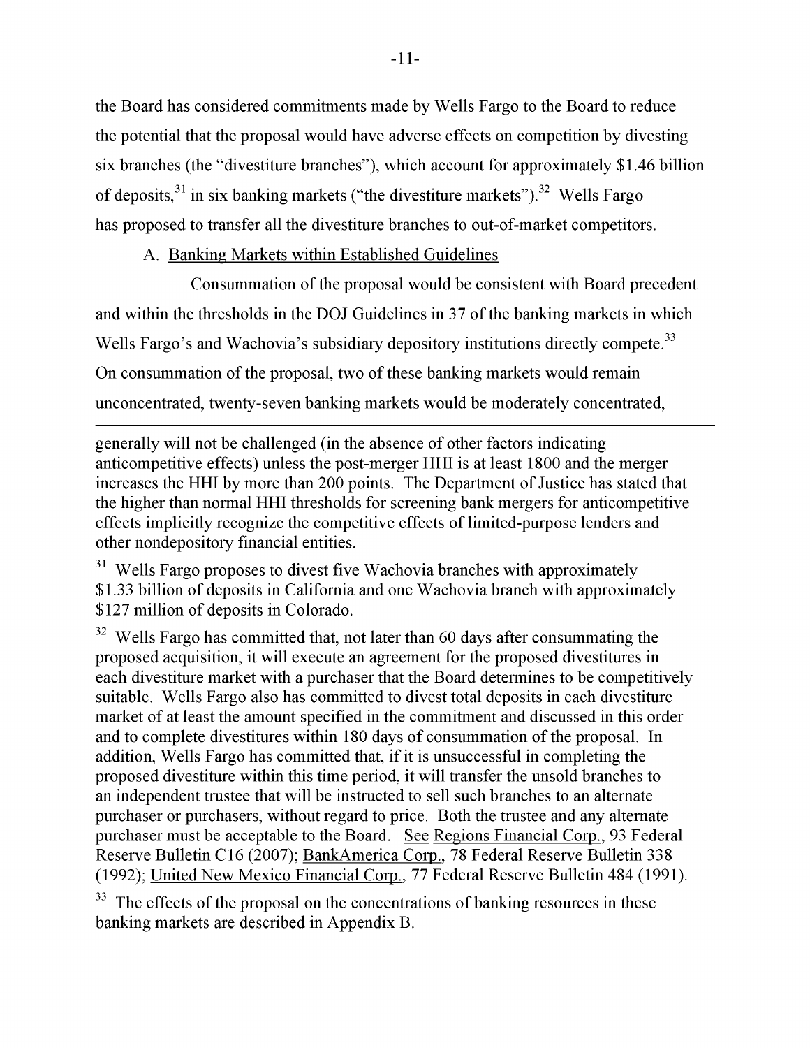the Board has considered commitments made by Wells Fargo to the Board to reduce the potential that the proposal would have adverse effects on competition by divesting six branches (the "divestiture branches"), which account for approximately $1.46 billion of deposits,[31] in six banking markets ("the divestiture markets").[32] Wells Fargo has proposed to transfer all the divestiture branches to out-of-market competitors.

A. Banking Markets within Established Guidelines

Consummation of the proposal would be consistent with Board precedent and within the thresholds in the DOJ Guidelines in 37 of the banking markets in which Wells Fargo's and Wachovia's subsidiary depository institutions directly compete.[33] On consummation of the proposal, two of these banking markets would remain unconcentrated, twenty-seven banking markets would be moderately concentrated,

---

generally will not be challenged (in the absence of other factors indicating anticompetitive effects) unless the post-merger HHI is at least 1800 and the merger increases the HHI by more than 200 points. The Department of Justice has stated that the higher than normal HHI thresholds for screening bank mergers for anticompetitive effects implicitly recognize the competitive effects of limited-purpose lenders and other nondepository financial entities.

[31] Wells Fargo proposes to divest five Wachovia branches with approximately $1.33 billion of deposits in California and one Wachovia branch with approximately $127 million of deposits in Colorado.

[32] Wells Fargo has committed that, not later than 60 days after consummating the proposed acquisition, it will execute an agreement for the proposed divestitures in each divestiture market with a purchaser that the Board determines to be competitively suitable. Wells Fargo also has committed to divest total deposits in each divestiture market of at least the amount specified in the commitment and discussed in this order and to complete divestitures within 180 days of consummation of the proposal. In addition, Wells Fargo has committed that, if it is unsuccessful in completing the proposed divestiture within this time period, it will transfer the unsold branches to an independent trustee that will be instructed to sell such branches to an alternate purchaser or purchasers, without regard to price. Both the trustee and any alternate purchaser must be acceptable to the Board. See Regions Financial Corp., 93 Federal Reserve Bulletin C16 (2007); BankAmerica Corp., 78 Federal Reserve Bulletin 338 (1992); United New Mexico Financial Corp., 77 Federal Reserve Bulletin 484 (1991).

[33] The effects of the proposal on the concentrations of banking resources in these banking markets are described in Appendix B.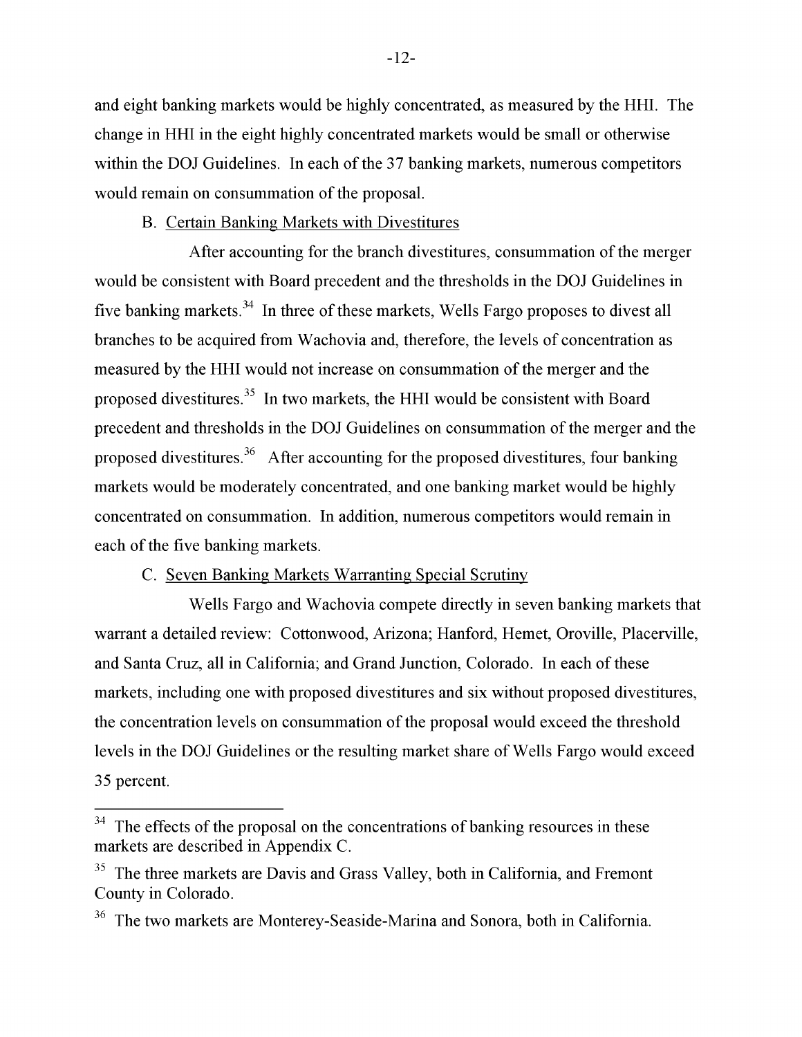and eight banking markets would be highly concentrated, as measured by the HHI. The change in HHI in the eight highly concentrated markets would be small or otherwise within the DOJ Guidelines. In each of the 37 banking markets, numerous competitors would remain on consummation of the proposal.

B. Certain Banking Markets with Divestitures

After accounting for the branch divestitures, consummation of the merger would be consistent with Board precedent and the thresholds in the DOJ Guidelines in five banking markets.[34] In three of these markets, Wells Fargo proposes to divest all branches to be acquired from Wachovia and, therefore, the levels of concentration as measured by the HHI would not increase on consummation of the merger and the proposed divestitures.[35] In two markets, the HHI would be consistent with Board precedent and thresholds in the DOJ Guidelines on consummation of the merger and the proposed divestitures.[36] After accounting for the proposed divestitures, four banking markets would be moderately concentrated, and one banking market would be highly concentrated on consummation. In addition, numerous competitors would remain in each of the five banking markets.

C. Seven Banking Markets Warranting Special Scrutiny

Wells Fargo and Wachovia compete directly in seven banking markets that warrant a detailed review: Cottonwood, Arizona; Hanford, Hemet, Oroville, Placerville, and Santa Cruz, all in California; and Grand Junction, Colorado. In each of these markets, including one with proposed divestitures and six without proposed divestitures, the concentration levels on consummation of the proposal would exceed the threshold levels in the DOJ Guidelines or the resulting market share of Wells Fargo would exceed 35 percent.

---

[34] The effects of the proposal on the concentrations of banking resources in these markets are described in Appendix C.

[35] The three markets are Davis and Grass Valley, both in California, and Fremont County in Colorado.

[36] The two markets are Monterey-Seaside-Marina and Sonora, both in California.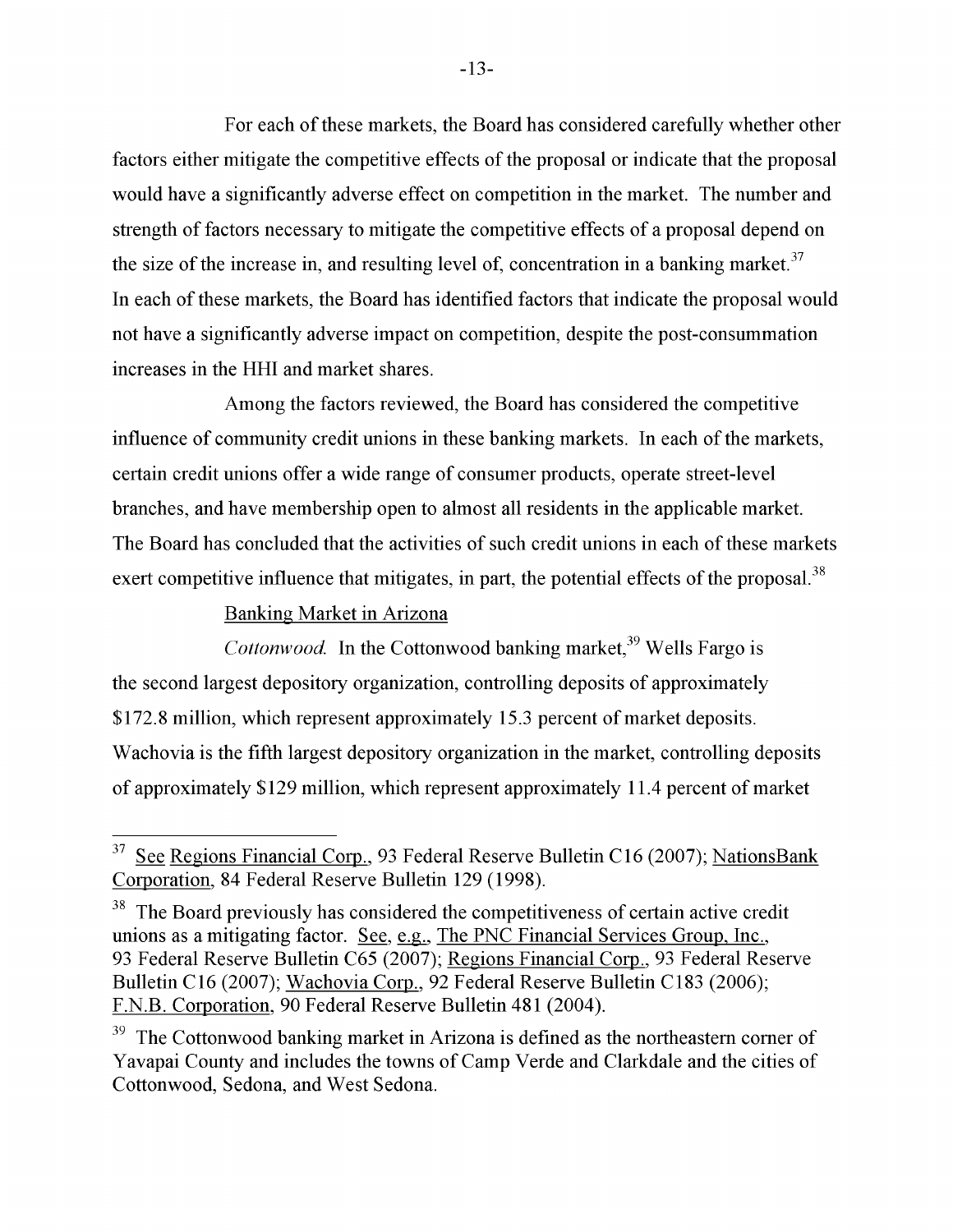For each of these markets, the Board has considered carefully whether other factors either mitigate the competitive effects of the proposal or indicate that the proposal would have a significantly adverse effect on competition in the market. The number and strength of factors necessary to mitigate the competitive effects of a proposal depend on the size of the increase in, and resulting level of, concentration in a banking market.[37] In each of these markets, the Board has identified factors that indicate the proposal would not have a significantly adverse impact on competition, despite the post-consummation increases in the HHI and market shares.

Among the factors reviewed, the Board has considered the competitive influence of community credit unions in these banking markets. In each of the markets, certain credit unions offer a wide range of consumer products, operate street-level branches, and have membership open to almost all residents in the applicable market. The Board has concluded that the activities of such credit unions in each of these markets exert competitive influence that mitigates, in part, the potential effects of the proposal.[38]

Banking Market in Arizona

*Cottonwood.* In the Cottonwood banking market,[39] Wells Fargo is the second largest depository organization, controlling deposits of approximately $172.8 million, which represent approximately 15.3 percent of market deposits. Wachovia is the fifth largest depository organization in the market, controlling deposits of approximately $129 million, which represent approximately 11.4 percent of market

---

[37] See Regions Financial Corp., 93 Federal Reserve Bulletin C16 (2007); NationsBank Corporation, 84 Federal Reserve Bulletin 129 (1998).

[38] The Board previously has considered the competitiveness of certain active credit unions as a mitigating factor. See, e.g., The PNC Financial Services Group, Inc., 93 Federal Reserve Bulletin C65 (2007); Regions Financial Corp., 93 Federal Reserve Bulletin C16 (2007); Wachovia Corp., 92 Federal Reserve Bulletin C183 (2006); F.N.B. Corporation, 90 Federal Reserve Bulletin 481 (2004).

[39] The Cottonwood banking market in Arizona is defined as the northeastern corner of Yavapai County and includes the towns of Camp Verde and Clarkdale and the cities of Cottonwood, Sedona, and West Sedona.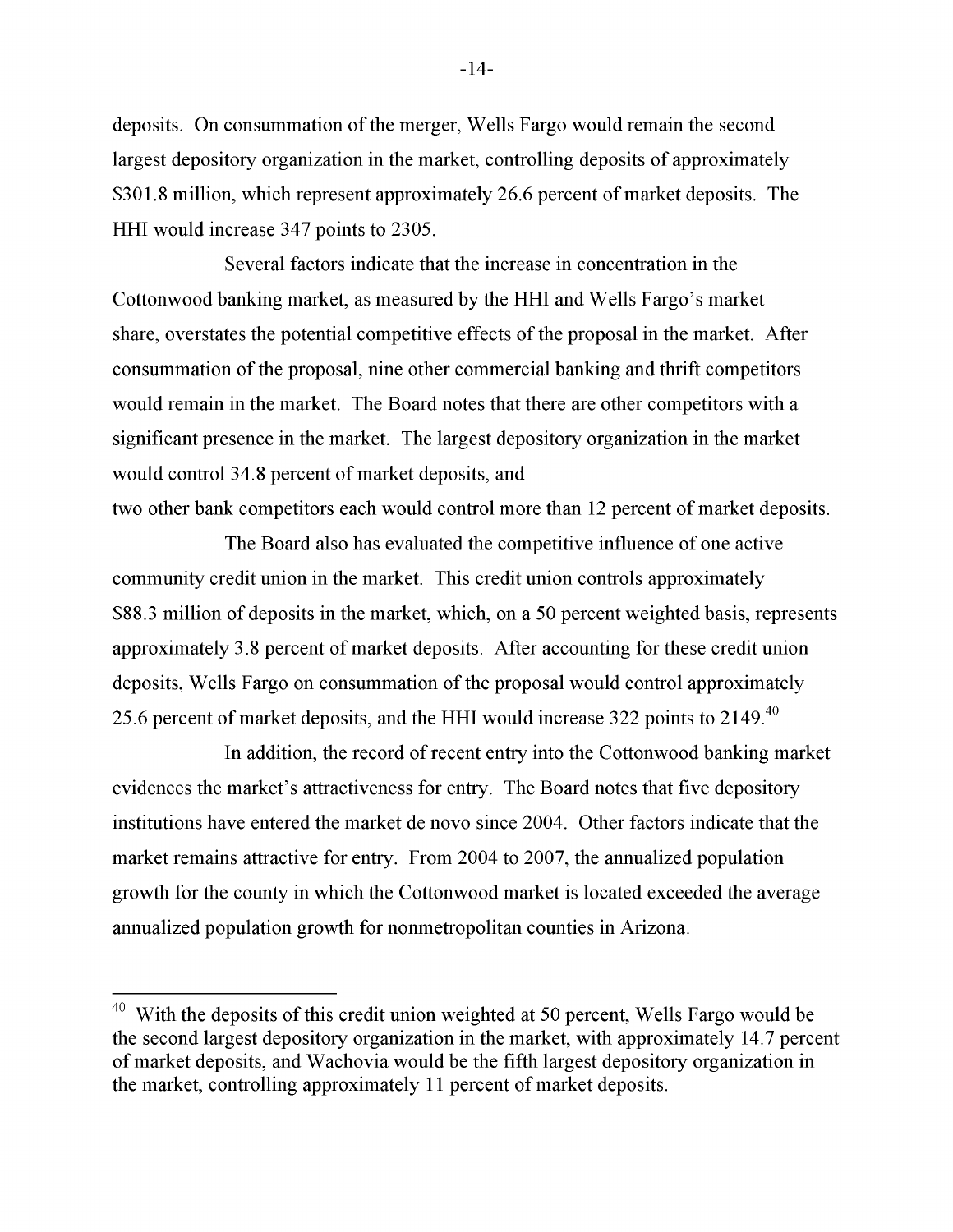deposits. On consummation of the merger, Wells Fargo would remain the second largest depository organization in the market, controlling deposits of approximately $301.8 million, which represent approximately 26.6 percent of market deposits. The HHI would increase 347 points to 2305.

Several factors indicate that the increase in concentration in the Cottonwood banking market, as measured by the HHI and Wells Fargo's market share, overstates the potential competitive effects of the proposal in the market. After consummation of the proposal, nine other commercial banking and thrift competitors would remain in the market. The Board notes that there are other competitors with a significant presence in the market. The largest depository organization in the market would control 34.8 percent of market deposits, and two other bank competitors each would control more than 12 percent of market deposits.

The Board also has evaluated the competitive influence of one active community credit union in the market. This credit union controls approximately $88.3 million of deposits in the market, which, on a 50 percent weighted basis, represents approximately 3.8 percent of market deposits. After accounting for these credit union deposits, Wells Fargo on consummation of the proposal would control approximately 25.6 percent of market deposits, and the HHI would increase 322 points to 2149.[40]

In addition, the record of recent entry into the Cottonwood banking market evidences the market's attractiveness for entry. The Board notes that five depository institutions have entered the market de novo since 2004. Other factors indicate that the market remains attractive for entry. From 2004 to 2007, the annualized population growth for the county in which the Cottonwood market is located exceeded the average annualized population growth for nonmetropolitan counties in Arizona.

---

[40] With the deposits of this credit union weighted at 50 percent, Wells Fargo would be the second largest depository organization in the market, with approximately 14.7 percent of market deposits, and Wachovia would be the fifth largest depository organization in the market, controlling approximately 11 percent of market deposits.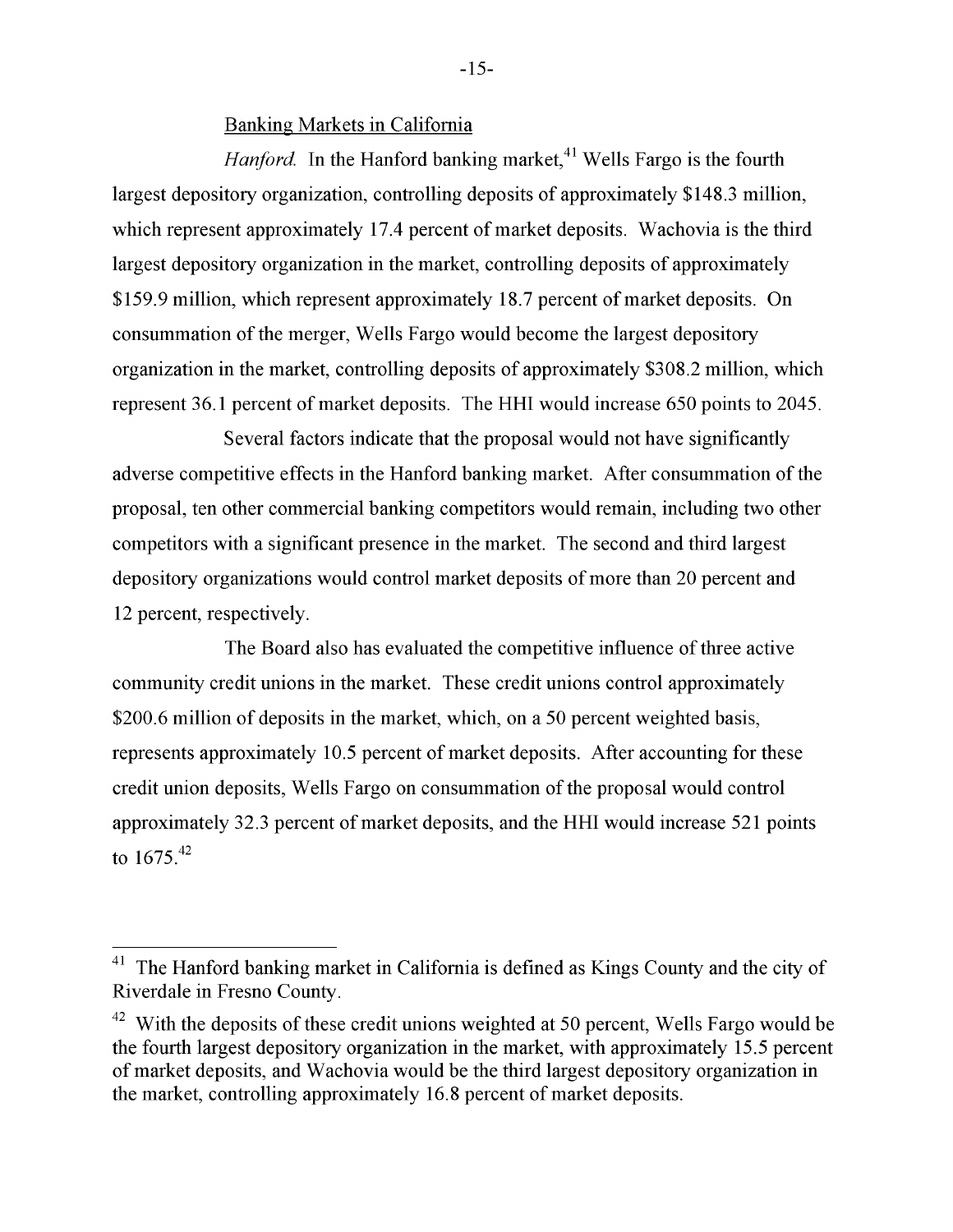Banking Markets in California

*Hanford.* In the Hanford banking market,[41] Wells Fargo is the fourth largest depository organization, controlling deposits of approximately $148.3 million, which represent approximately 17.4 percent of market deposits. Wachovia is the third largest depository organization in the market, controlling deposits of approximately $159.9 million, which represent approximately 18.7 percent of market deposits. On consummation of the merger, Wells Fargo would become the largest depository organization in the market, controlling deposits of approximately $308.2 million, which represent 36.1 percent of market deposits. The HHI would increase 650 points to 2045.

Several factors indicate that the proposal would not have significantly adverse competitive effects in the Hanford banking market. After consummation of the proposal, ten other commercial banking competitors would remain, including two other competitors with a significant presence in the market. The second and third largest depository organizations would control market deposits of more than 20 percent and 12 percent, respectively.

The Board also has evaluated the competitive influence of three active community credit unions in the market. These credit unions control approximately $200.6 million of deposits in the market, which, on a 50 percent weighted basis, represents approximately 10.5 percent of market deposits. After accounting for these credit union deposits, Wells Fargo on consummation of the proposal would control approximately 32.3 percent of market deposits, and the HHI would increase 521 points to 1675.[42]

---

[41] The Hanford banking market in California is defined as Kings County and the city of Riverdale in Fresno County.

[42] With the deposits of these credit unions weighted at 50 percent, Wells Fargo would be the fourth largest depository organization in the market, with approximately 15.5 percent of market deposits, and Wachovia would be the third largest depository organization in the market, controlling approximately 16.8 percent of market deposits.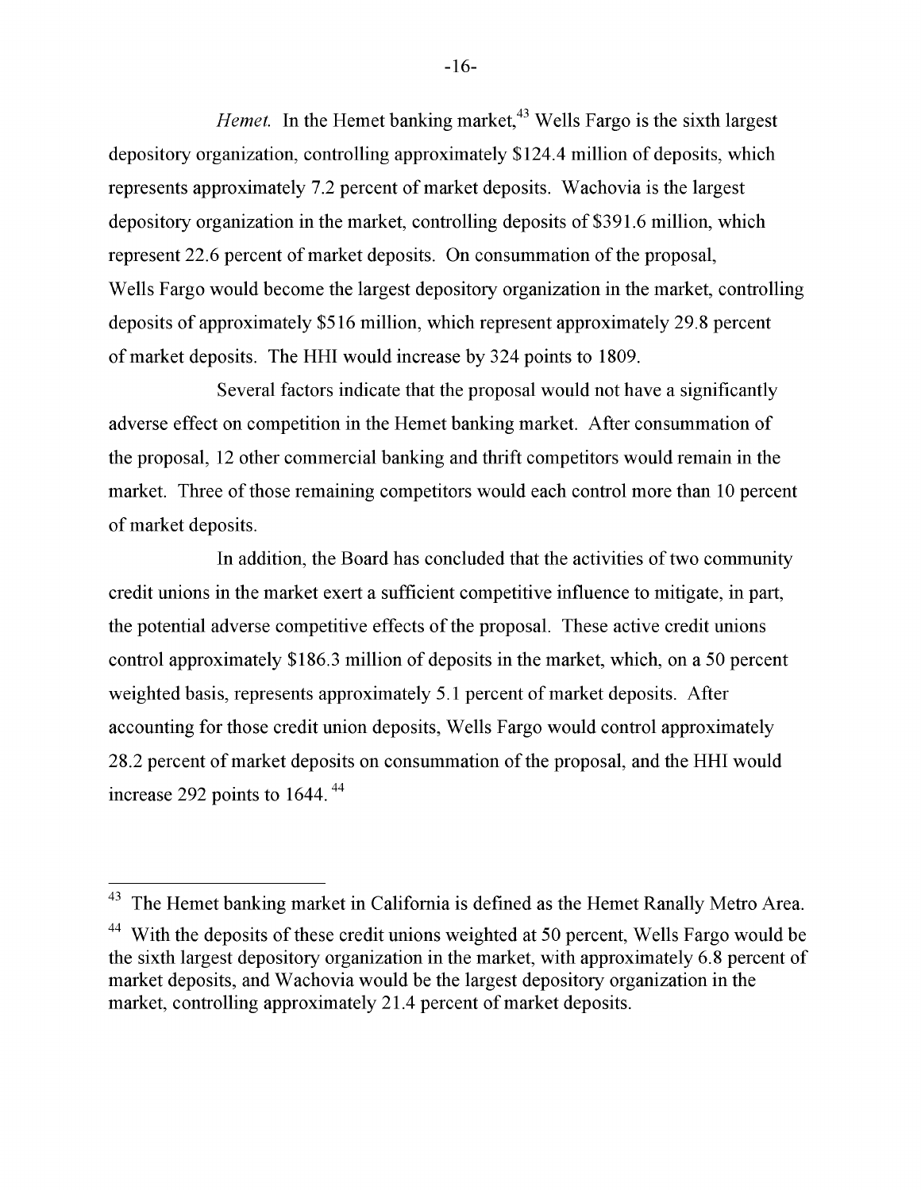*Hemet.* In the Hemet banking market,[43] Wells Fargo is the sixth largest depository organization, controlling approximately \$124.4 million of deposits, which represents approximately 7.2 percent of market deposits. Wachovia is the largest depository organization in the market, controlling deposits of \$391.6 million, which represent 22.6 percent of market deposits. On consummation of the proposal, Wells Fargo would become the largest depository organization in the market, controlling deposits of approximately \$516 million, which represent approximately 29.8 percent of market deposits. The HHI would increase by 324 points to 1809.

Several factors indicate that the proposal would not have a significantly adverse effect on competition in the Hemet banking market. After consummation of the proposal, 12 other commercial banking and thrift competitors would remain in the market. Three of those remaining competitors would each control more than 10 percent of market deposits.

In addition, the Board has concluded that the activities of two community credit unions in the market exert a sufficient competitive influence to mitigate, in part, the potential adverse competitive effects of the proposal. These active credit unions control approximately \$186.3 million of deposits in the market, which, on a 50 percent weighted basis, represents approximately 5.1 percent of market deposits. After accounting for those credit union deposits, Wells Fargo would control approximately 28.2 percent of market deposits on consummation of the proposal, and the HHI would increase 292 points to 1644.[44]

---

[43] The Hemet banking market in California is defined as the Hemet Ranally Metro Area.

[44] With the deposits of these credit unions weighted at 50 percent, Wells Fargo would be the sixth largest depository organization in the market, with approximately 6.8 percent of market deposits, and Wachovia would be the largest depository organization in the market, controlling approximately 21.4 percent of market deposits.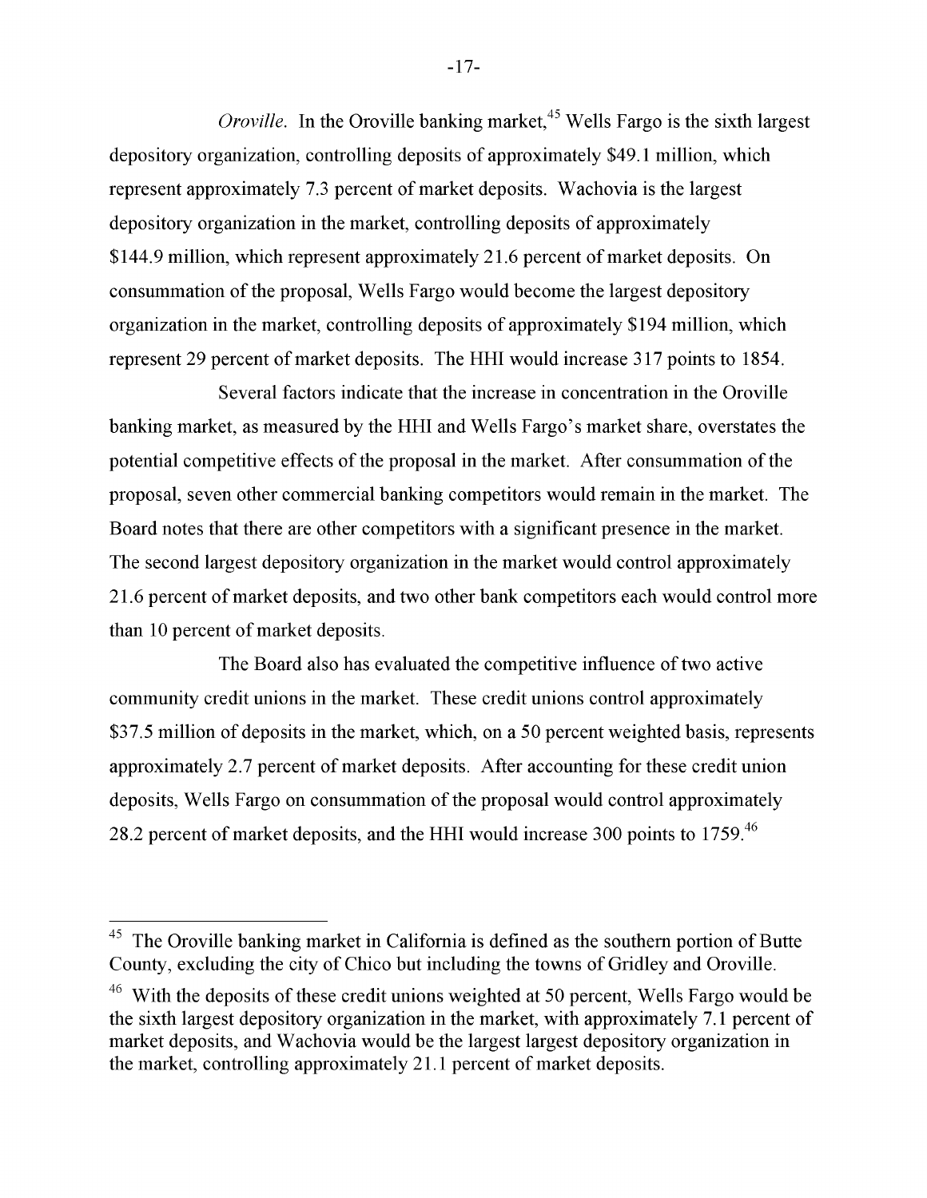*Oroville*. In the Oroville banking market,[45] Wells Fargo is the sixth largest depository organization, controlling deposits of approximately $49.1 million, which represent approximately 7.3 percent of market deposits. Wachovia is the largest depository organization in the market, controlling deposits of approximately $144.9 million, which represent approximately 21.6 percent of market deposits. On consummation of the proposal, Wells Fargo would become the largest depository organization in the market, controlling deposits of approximately $194 million, which represent 29 percent of market deposits. The HHI would increase 317 points to 1854.

Several factors indicate that the increase in concentration in the Oroville banking market, as measured by the HHI and Wells Fargo's market share, overstates the potential competitive effects of the proposal in the market. After consummation of the proposal, seven other commercial banking competitors would remain in the market. The Board notes that there are other competitors with a significant presence in the market. The second largest depository organization in the market would control approximately 21.6 percent of market deposits, and two other bank competitors each would control more than 10 percent of market deposits.

The Board also has evaluated the competitive influence of two active community credit unions in the market. These credit unions control approximately $37.5 million of deposits in the market, which, on a 50 percent weighted basis, represents approximately 2.7 percent of market deposits. After accounting for these credit union deposits, Wells Fargo on consummation of the proposal would control approximately 28.2 percent of market deposits, and the HHI would increase 300 points to 1759.[46]

---

[45] The Oroville banking market in California is defined as the southern portion of Butte County, excluding the city of Chico but including the towns of Gridley and Oroville.

[46] With the deposits of these credit unions weighted at 50 percent, Wells Fargo would be the sixth largest depository organization in the market, with approximately 7.1 percent of market deposits, and Wachovia would be the largest largest depository organization in the market, controlling approximately 21.1 percent of market deposits.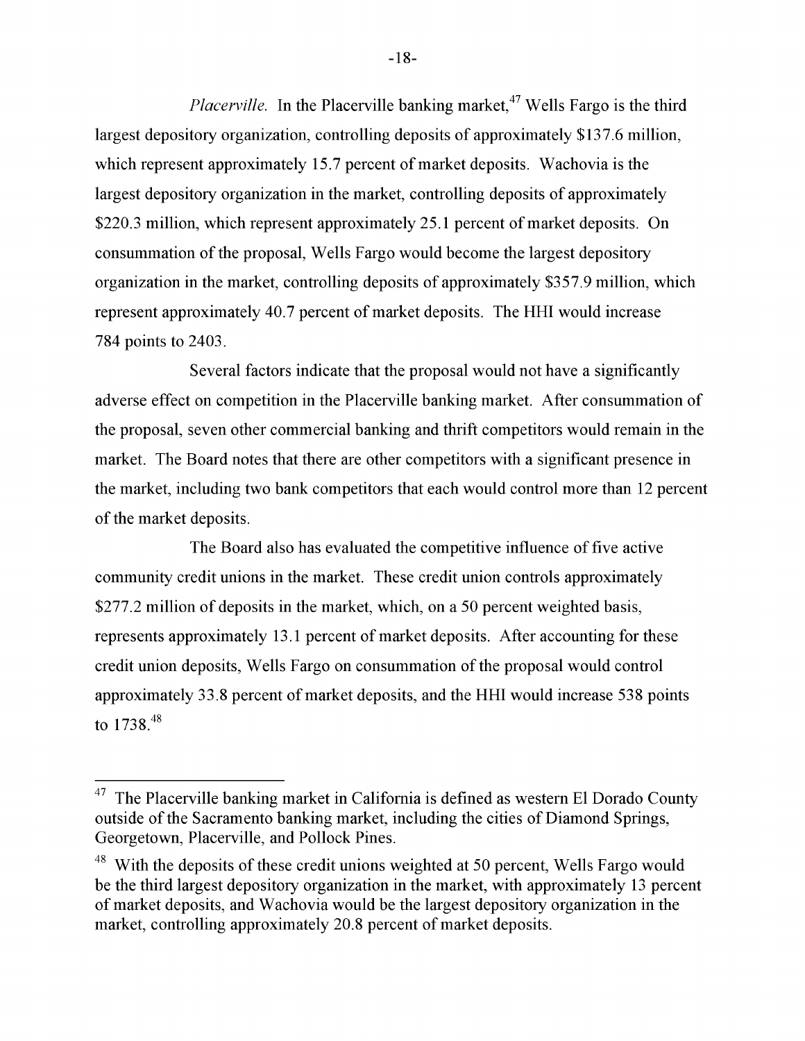*Placerville.* In the Placerville banking market,[47] Wells Fargo is the third largest depository organization, controlling deposits of approximately $137.6 million, which represent approximately 15.7 percent of market deposits. Wachovia is the largest depository organization in the market, controlling deposits of approximately $220.3 million, which represent approximately 25.1 percent of market deposits. On consummation of the proposal, Wells Fargo would become the largest depository organization in the market, controlling deposits of approximately $357.9 million, which represent approximately 40.7 percent of market deposits. The HHI would increase 784 points to 2403.

Several factors indicate that the proposal would not have a significantly adverse effect on competition in the Placerville banking market. After consummation of the proposal, seven other commercial banking and thrift competitors would remain in the market. The Board notes that there are other competitors with a significant presence in the market, including two bank competitors that each would control more than 12 percent of the market deposits.

The Board also has evaluated the competitive influence of five active community credit unions in the market. These credit union controls approximately $277.2 million of deposits in the market, which, on a 50 percent weighted basis, represents approximately 13.1 percent of market deposits. After accounting for these credit union deposits, Wells Fargo on consummation of the proposal would control approximately 33.8 percent of market deposits, and the HHI would increase 538 points to 1738.[48]

---

[47] The Placerville banking market in California is defined as western El Dorado County outside of the Sacramento banking market, including the cities of Diamond Springs, Georgetown, Placerville, and Pollock Pines.

[48] With the deposits of these credit unions weighted at 50 percent, Wells Fargo would be the third largest depository organization in the market, with approximately 13 percent of market deposits, and Wachovia would be the largest depository organization in the market, controlling approximately 20.8 percent of market deposits.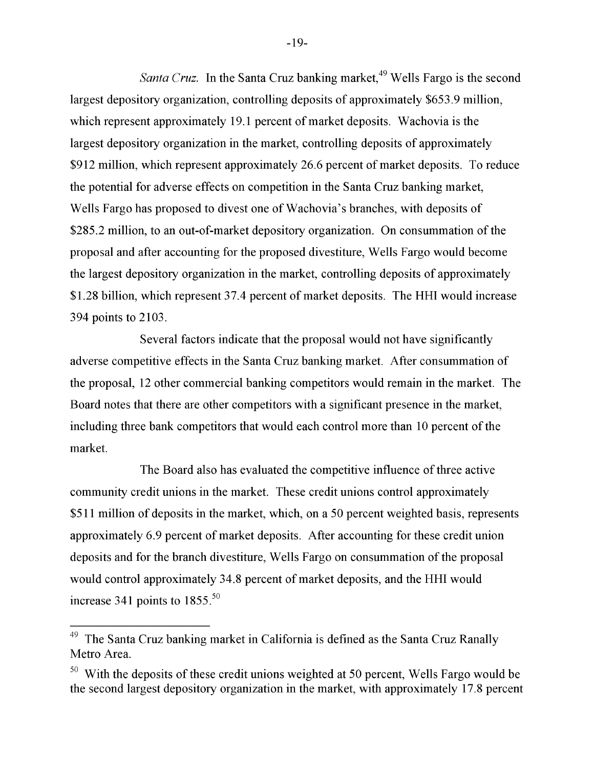*Santa Cruz.* In the Santa Cruz banking market,[49] Wells Fargo is the second largest depository organization, controlling deposits of approximately \$653.9 million, which represent approximately 19.1 percent of market deposits. Wachovia is the largest depository organization in the market, controlling deposits of approximately \$912 million, which represent approximately 26.6 percent of market deposits. To reduce the potential for adverse effects on competition in the Santa Cruz banking market, Wells Fargo has proposed to divest one of Wachovia's branches, with deposits of \$285.2 million, to an out-of-market depository organization. On consummation of the proposal and after accounting for the proposed divestiture, Wells Fargo would become the largest depository organization in the market, controlling deposits of approximately \$1.28 billion, which represent 37.4 percent of market deposits. The HHI would increase 394 points to 2103.

Several factors indicate that the proposal would not have significantly adverse competitive effects in the Santa Cruz banking market. After consummation of the proposal, 12 other commercial banking competitors would remain in the market. The Board notes that there are other competitors with a significant presence in the market, including three bank competitors that would each control more than 10 percent of the market.

The Board also has evaluated the competitive influence of three active community credit unions in the market. These credit unions control approximately \$511 million of deposits in the market, which, on a 50 percent weighted basis, represents approximately 6.9 percent of market deposits. After accounting for these credit union deposits and for the branch divestiture, Wells Fargo on consummation of the proposal would control approximately 34.8 percent of market deposits, and the HHI would increase 341 points to 1855.[50]

---

[49] The Santa Cruz banking market in California is defined as the Santa Cruz Ranally Metro Area.

[50] With the deposits of these credit unions weighted at 50 percent, Wells Fargo would be the second largest depository organization in the market, with approximately 17.8 percent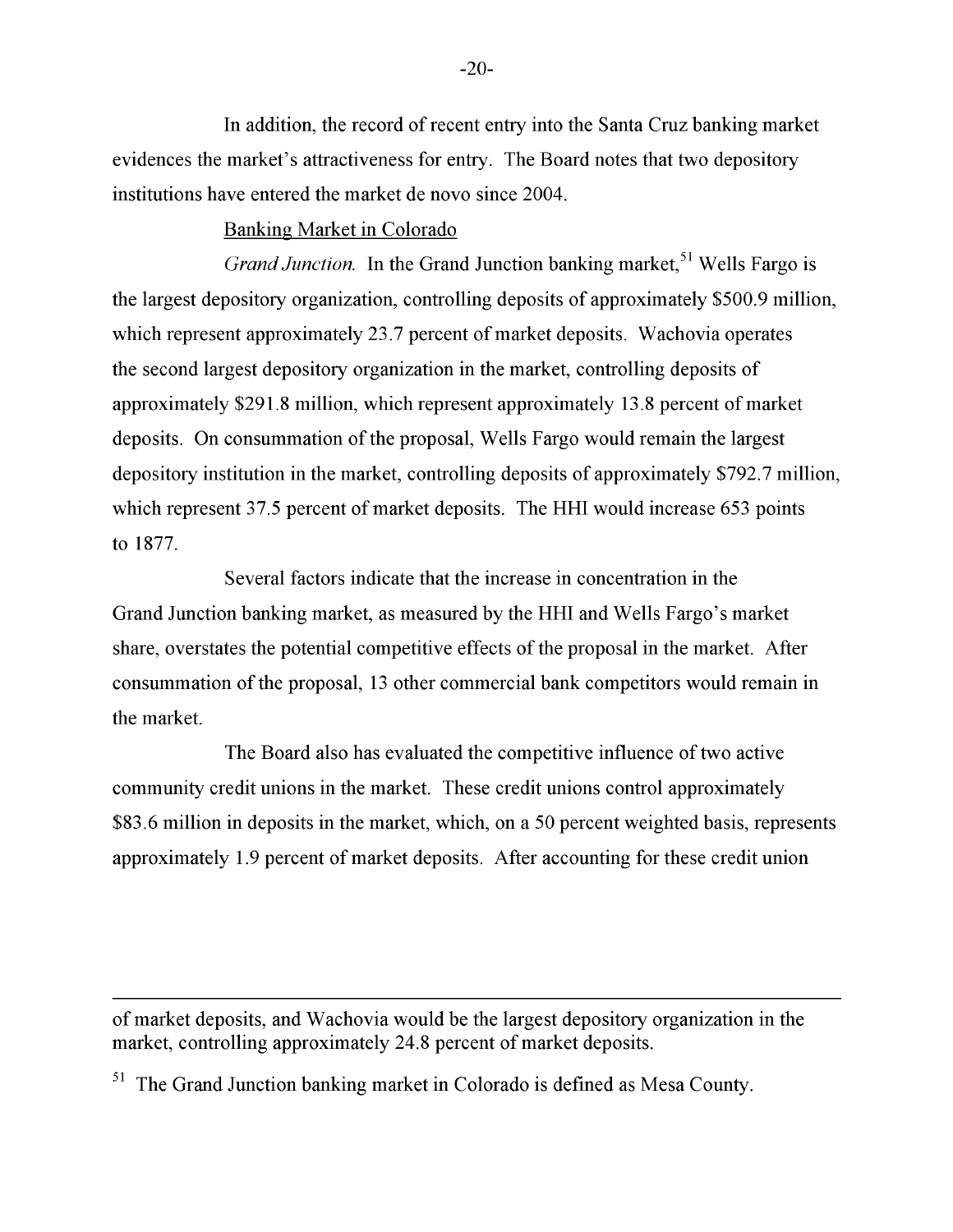In addition, the record of recent entry into the Santa Cruz banking market evidences the market's attractiveness for entry. The Board notes that two depository institutions have entered the market de novo since 2004.

Banking Market in Colorado

*Grand Junction.* In the Grand Junction banking market,[51] Wells Fargo is the largest depository organization, controlling deposits of approximately $500.9 million, which represent approximately 23.7 percent of market deposits. Wachovia operates the second largest depository organization in the market, controlling deposits of approximately $291.8 million, which represent approximately 13.8 percent of market deposits. On consummation of the proposal, Wells Fargo would remain the largest depository institution in the market, controlling deposits of approximately $792.7 million, which represent 37.5 percent of market deposits. The HHI would increase 653 points to 1877.

Several factors indicate that the increase in concentration in the Grand Junction banking market, as measured by the HHI and Wells Fargo's market share, overstates the potential competitive effects of the proposal in the market. After consummation of the proposal, 13 other commercial bank competitors would remain in the market.

The Board also has evaluated the competitive influence of two active community credit unions in the market. These credit unions control approximately $83.6 million in deposits in the market, which, on a 50 percent weighted basis, represents approximately 1.9 percent of market deposits. After accounting for these credit union

---

of market deposits, and Wachovia would be the largest depository organization in the market, controlling approximately 24.8 percent of market deposits.

[51] The Grand Junction banking market in Colorado is defined as Mesa County.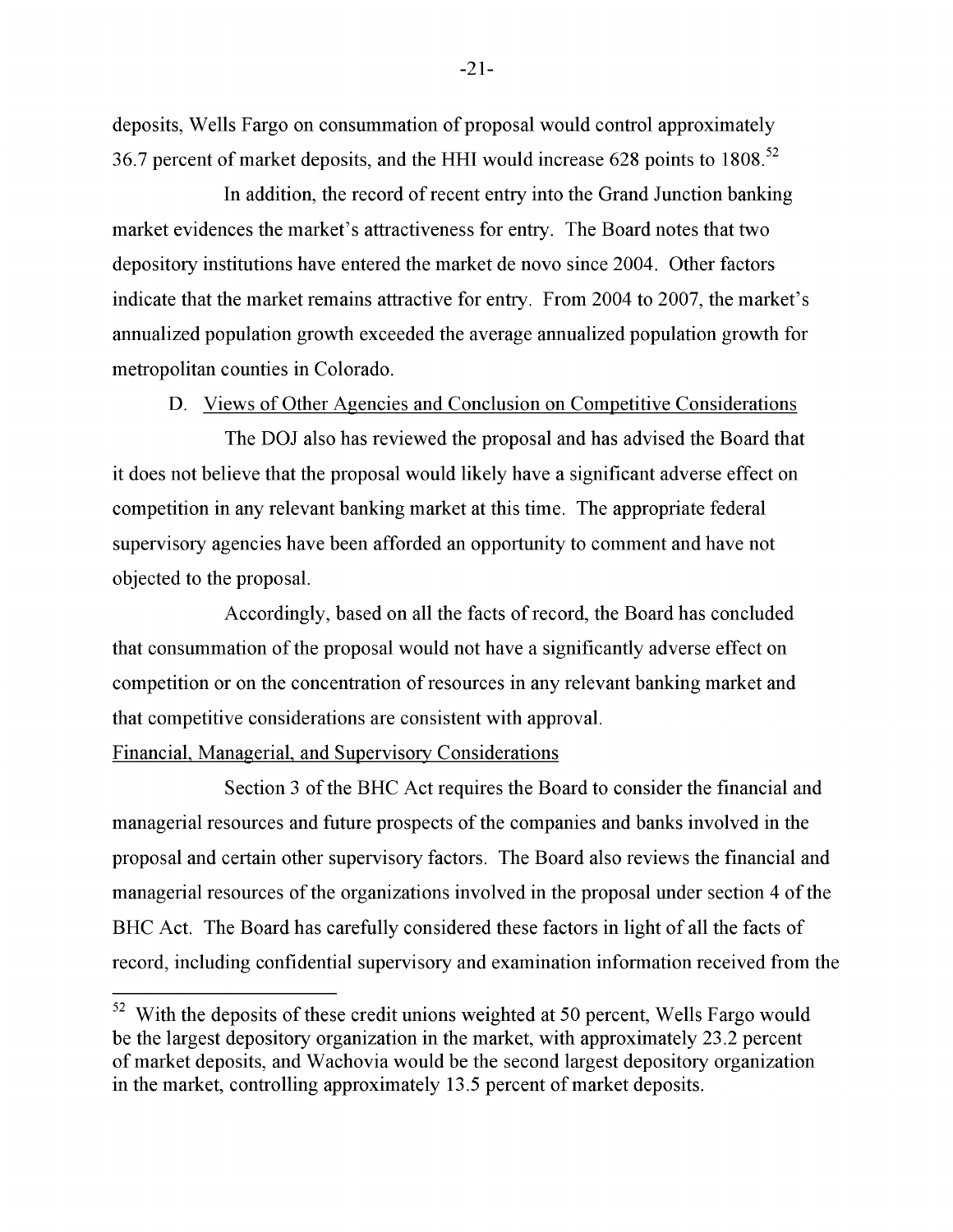deposits, Wells Fargo on consummation of proposal would control approximately 36.7 percent of market deposits, and the HHI would increase 628 points to 1808.[52]

In addition, the record of recent entry into the Grand Junction banking market evidences the market's attractiveness for entry. The Board notes that two depository institutions have entered the market de novo since 2004. Other factors indicate that the market remains attractive for entry. From 2004 to 2007, the market's annualized population growth exceeded the average annualized population growth for metropolitan counties in Colorado.

D. Views of Other Agencies and Conclusion on Competitive Considerations

The DOJ also has reviewed the proposal and has advised the Board that it does not believe that the proposal would likely have a significant adverse effect on competition in any relevant banking market at this time. The appropriate federal supervisory agencies have been afforded an opportunity to comment and have not objected to the proposal.

Accordingly, based on all the facts of record, the Board has concluded that consummation of the proposal would not have a significantly adverse effect on competition or on the concentration of resources in any relevant banking market and that competitive considerations are consistent with approval.

Financial, Managerial, and Supervisory Considerations

Section 3 of the BHC Act requires the Board to consider the financial and managerial resources and future prospects of the companies and banks involved in the proposal and certain other supervisory factors. The Board also reviews the financial and managerial resources of the organizations involved in the proposal under section 4 of the BHC Act. The Board has carefully considered these factors in light of all the facts of record, including confidential supervisory and examination information received from the

[52] With the deposits of these credit unions weighted at 50 percent, Wells Fargo would be the largest depository organization in the market, with approximately 23.2 percent of market deposits, and Wachovia would be the second largest depository organization in the market, controlling approximately 13.5 percent of market deposits.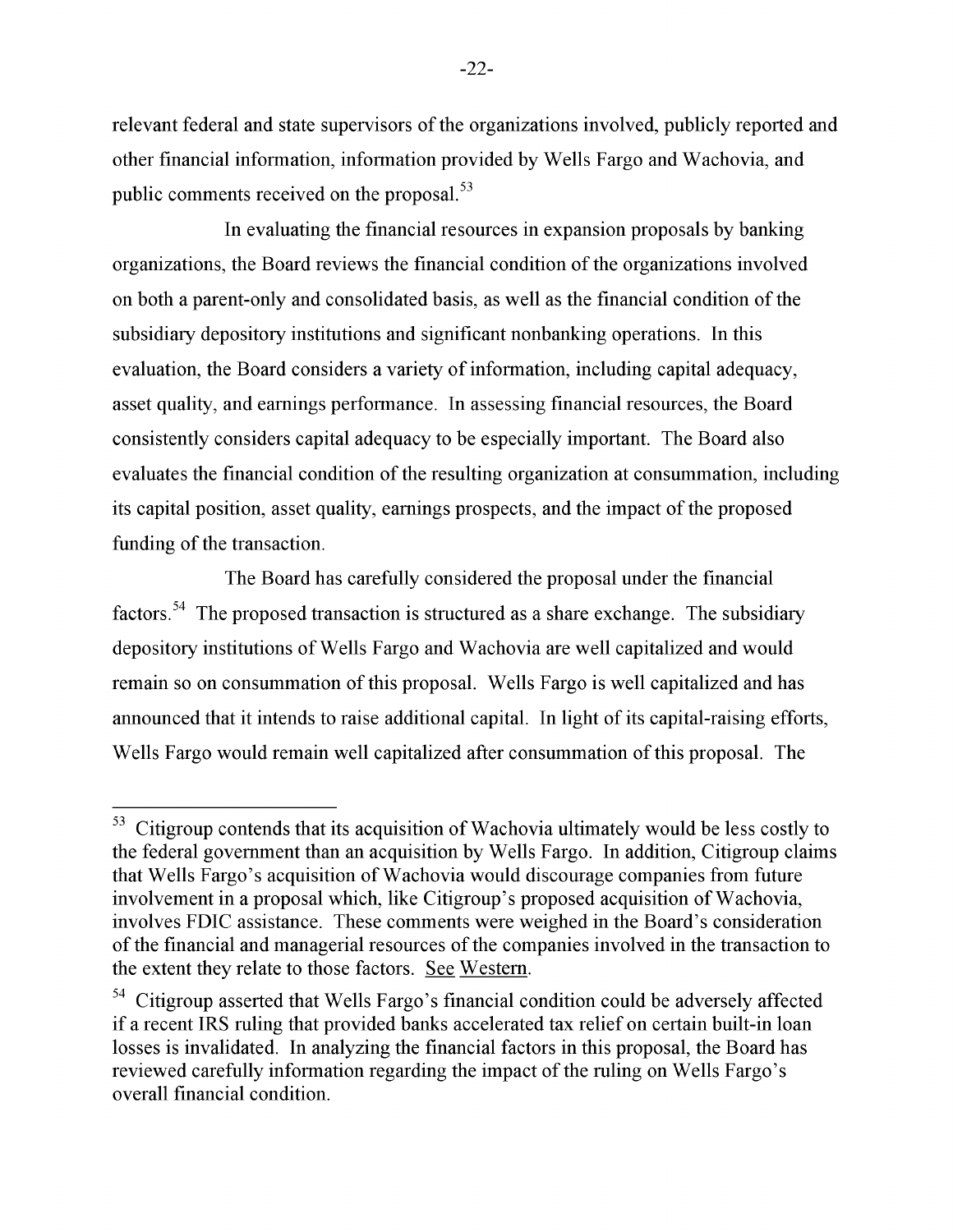relevant federal and state supervisors of the organizations involved, publicly reported and other financial information, information provided by Wells Fargo and Wachovia, and public comments received on the proposal.[53]

In evaluating the financial resources in expansion proposals by banking organizations, the Board reviews the financial condition of the organizations involved on both a parent-only and consolidated basis, as well as the financial condition of the subsidiary depository institutions and significant nonbanking operations. In this evaluation, the Board considers a variety of information, including capital adequacy, asset quality, and earnings performance. In assessing financial resources, the Board consistently considers capital adequacy to be especially important. The Board also evaluates the financial condition of the resulting organization at consummation, including its capital position, asset quality, earnings prospects, and the impact of the proposed funding of the transaction.

The Board has carefully considered the proposal under the financial factors.[54] The proposed transaction is structured as a share exchange. The subsidiary depository institutions of Wells Fargo and Wachovia are well capitalized and would remain so on consummation of this proposal. Wells Fargo is well capitalized and has announced that it intends to raise additional capital. In light of its capital-raising efforts, Wells Fargo would remain well capitalized after consummation of this proposal. The

---

[53] Citigroup contends that its acquisition of Wachovia ultimately would be less costly to the federal government than an acquisition by Wells Fargo. In addition, Citigroup claims that Wells Fargo's acquisition of Wachovia would discourage companies from future involvement in a proposal which, like Citigroup's proposed acquisition of Wachovia, involves FDIC assistance. These comments were weighed in the Board's consideration of the financial and managerial resources of the companies involved in the transaction to the extent they relate to those factors. See Western.

[54] Citigroup asserted that Wells Fargo's financial condition could be adversely affected if a recent IRS ruling that provided banks accelerated tax relief on certain built-in loan losses is invalidated. In analyzing the financial factors in this proposal, the Board has reviewed carefully information regarding the impact of the ruling on Wells Fargo's overall financial condition.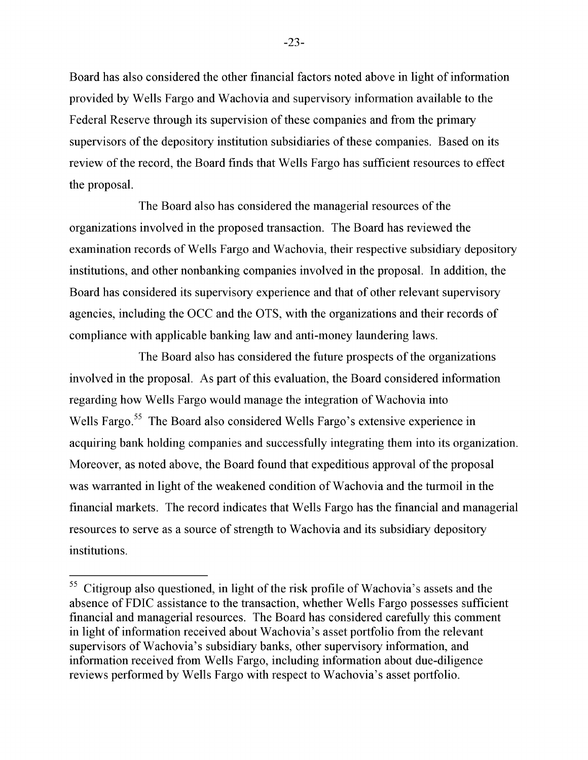Board has also considered the other financial factors noted above in light of information provided by Wells Fargo and Wachovia and supervisory information available to the Federal Reserve through its supervision of these companies and from the primary supervisors of the depository institution subsidiaries of these companies. Based on its review of the record, the Board finds that Wells Fargo has sufficient resources to effect the proposal.

The Board also has considered the managerial resources of the organizations involved in the proposed transaction. The Board has reviewed the examination records of Wells Fargo and Wachovia, their respective subsidiary depository institutions, and other nonbanking companies involved in the proposal. In addition, the Board has considered its supervisory experience and that of other relevant supervisory agencies, including the OCC and the OTS, with the organizations and their records of compliance with applicable banking law and anti-money laundering laws.

The Board also has considered the future prospects of the organizations involved in the proposal. As part of this evaluation, the Board considered information regarding how Wells Fargo would manage the integration of Wachovia into Wells Fargo.[55] The Board also considered Wells Fargo's extensive experience in acquiring bank holding companies and successfully integrating them into its organization. Moreover, as noted above, the Board found that expeditious approval of the proposal was warranted in light of the weakened condition of Wachovia and the turmoil in the financial markets. The record indicates that Wells Fargo has the financial and managerial resources to serve as a source of strength to Wachovia and its subsidiary depository institutions.

---

[55] Citigroup also questioned, in light of the risk profile of Wachovia's assets and the absence of FDIC assistance to the transaction, whether Wells Fargo possesses sufficient financial and managerial resources. The Board has considered carefully this comment in light of information received about Wachovia's asset portfolio from the relevant supervisors of Wachovia's subsidiary banks, other supervisory information, and information received from Wells Fargo, including information about due-diligence reviews performed by Wells Fargo with respect to Wachovia's asset portfolio.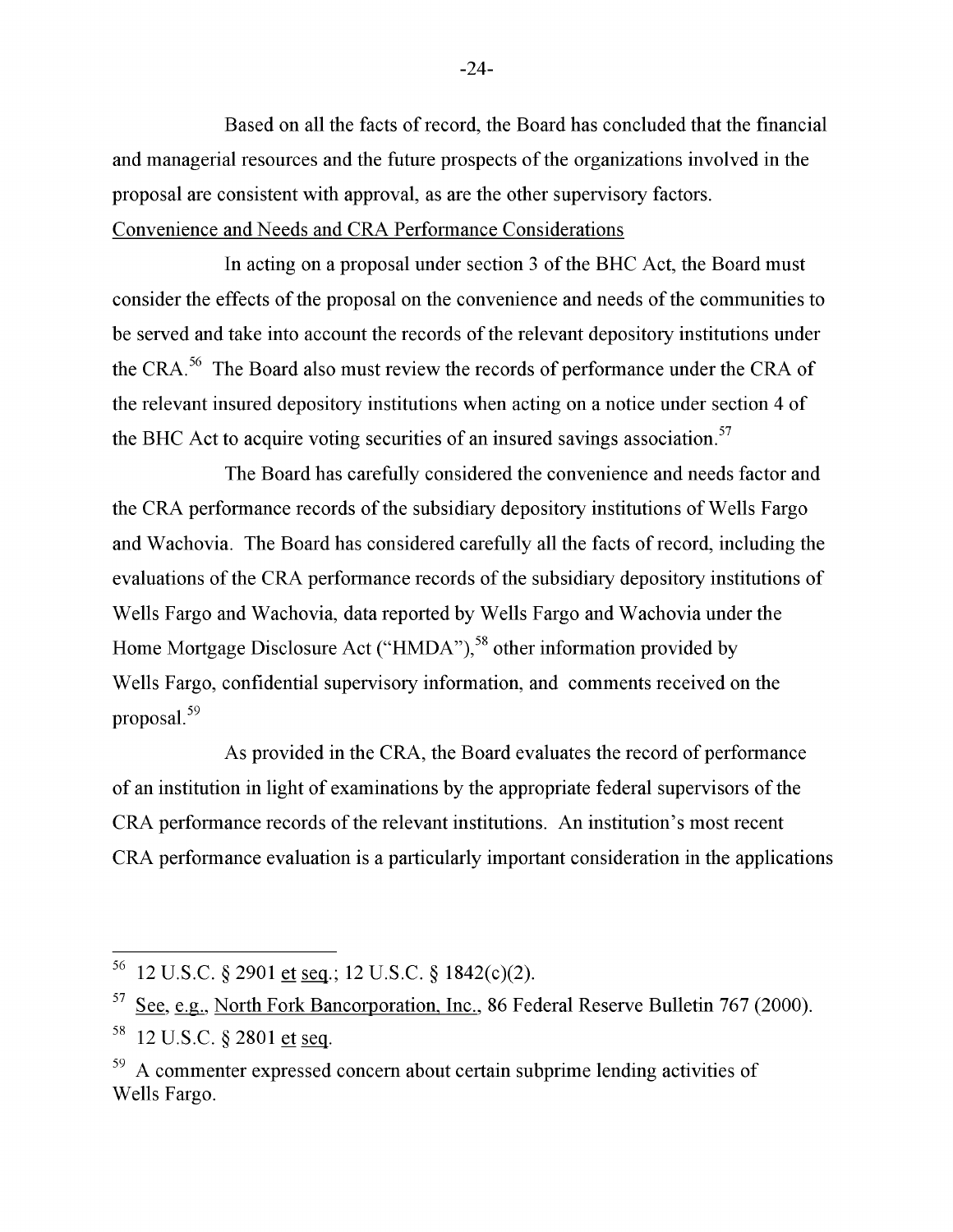Based on all the facts of record, the Board has concluded that the financial and managerial resources and the future prospects of the organizations involved in the proposal are consistent with approval, as are the other supervisory factors.

Convenience and Needs and CRA Performance Considerations

In acting on a proposal under section 3 of the BHC Act, the Board must consider the effects of the proposal on the convenience and needs of the communities to be served and take into account the records of the relevant depository institutions under the CRA.[56] The Board also must review the records of performance under the CRA of the relevant insured depository institutions when acting on a notice under section 4 of the BHC Act to acquire voting securities of an insured savings association.[57]

The Board has carefully considered the convenience and needs factor and the CRA performance records of the subsidiary depository institutions of Wells Fargo and Wachovia. The Board has considered carefully all the facts of record, including the evaluations of the CRA performance records of the subsidiary depository institutions of Wells Fargo and Wachovia, data reported by Wells Fargo and Wachovia under the Home Mortgage Disclosure Act ("HMDA"),[58] other information provided by Wells Fargo, confidential supervisory information, and comments received on the proposal.[59]

As provided in the CRA, the Board evaluates the record of performance of an institution in light of examinations by the appropriate federal supervisors of the CRA performance records of the relevant institutions. An institution's most recent CRA performance evaluation is a particularly important consideration in the applications

---

[56] 12 U.S.C. § 2901 et seq.; 12 U.S.C. § 1842(c)(2).

[57] See, e.g., North Fork Bancorporation, Inc., 86 Federal Reserve Bulletin 767 (2000).

[58] 12 U.S.C. § 2801 et seq.

[59] A commenter expressed concern about certain subprime lending activities of Wells Fargo.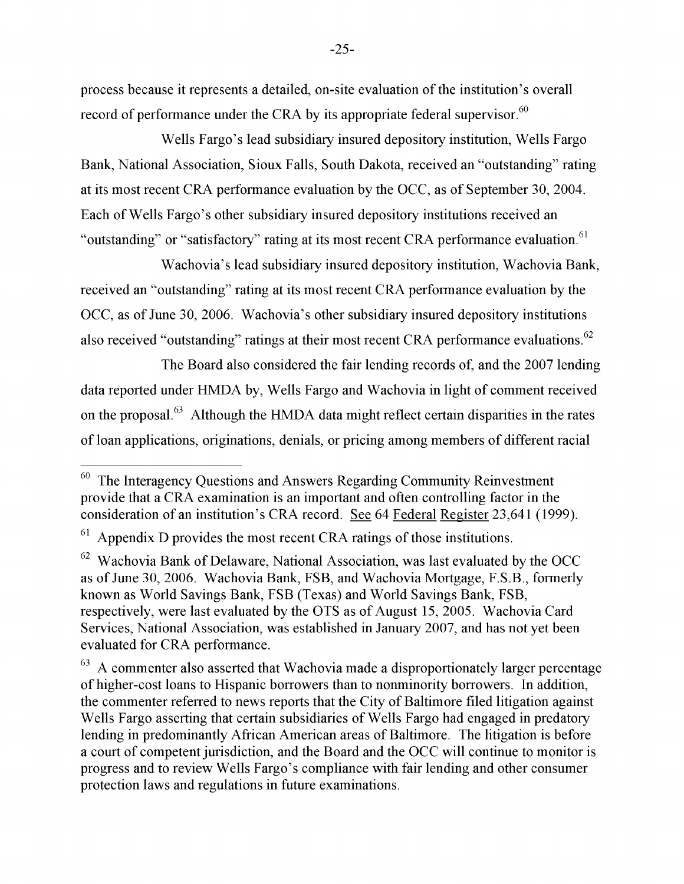process because it represents a detailed, on-site evaluation of the institution's overall record of performance under the CRA by its appropriate federal supervisor.[60]

Wells Fargo's lead subsidiary insured depository institution, Wells Fargo Bank, National Association, Sioux Falls, South Dakota, received an "outstanding" rating at its most recent CRA performance evaluation by the OCC, as of September 30, 2004. Each of Wells Fargo's other subsidiary insured depository institutions received an "outstanding" or "satisfactory" rating at its most recent CRA performance evaluation.[61]

Wachovia's lead subsidiary insured depository institution, Wachovia Bank, received an "outstanding" rating at its most recent CRA performance evaluation by the OCC, as of June 30, 2006. Wachovia's other subsidiary insured depository institutions also received "outstanding" ratings at their most recent CRA performance evaluations.[62]

The Board also considered the fair lending records of, and the 2007 lending data reported under HMDA by, Wells Fargo and Wachovia in light of comment received on the proposal.[63] Although the HMDA data might reflect certain disparities in the rates of loan applications, originations, denials, or pricing among members of different racial

---

[60] The Interagency Questions and Answers Regarding Community Reinvestment provide that a CRA examination is an important and often controlling factor in the consideration of an institution's CRA record. See 64 Federal Register 23,641 (1999).

[61] Appendix D provides the most recent CRA ratings of those institutions.

[62] Wachovia Bank of Delaware, National Association, was last evaluated by the OCC as of June 30, 2006. Wachovia Bank, FSB, and Wachovia Mortgage, F.S.B., formerly known as World Savings Bank, FSB (Texas) and World Savings Bank, FSB, respectively, were last evaluated by the OTS as of August 15, 2005. Wachovia Card Services, National Association, was established in January 2007, and has not yet been evaluated for CRA performance.

[63] A commenter also asserted that Wachovia made a disproportionately larger percentage of higher-cost loans to Hispanic borrowers than to nonminority borrowers. In addition, the commenter referred to news reports that the City of Baltimore filed litigation against Wells Fargo asserting that certain subsidiaries of Wells Fargo had engaged in predatory lending in predominantly African American areas of Baltimore. The litigation is before a court of competent jurisdiction, and the Board and the OCC will continue to monitor is progress and to review Wells Fargo's compliance with fair lending and other consumer protection laws and regulations in future examinations.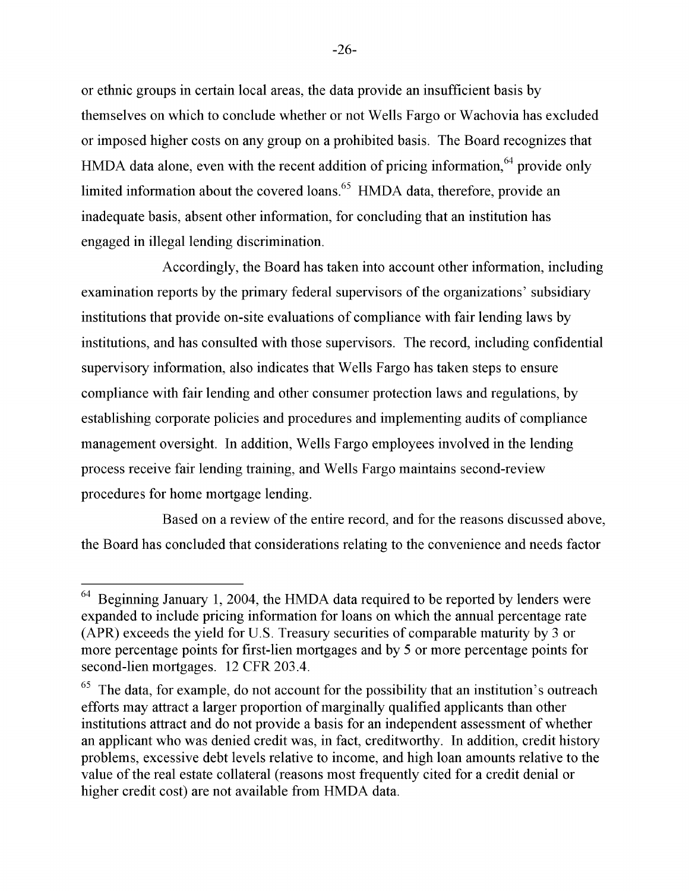or ethnic groups in certain local areas, the data provide an insufficient basis by themselves on which to conclude whether or not Wells Fargo or Wachovia has excluded or imposed higher costs on any group on a prohibited basis. The Board recognizes that HMDA data alone, even with the recent addition of pricing information,[64] provide only limited information about the covered loans.[65] HMDA data, therefore, provide an inadequate basis, absent other information, for concluding that an institution has engaged in illegal lending discrimination.

Accordingly, the Board has taken into account other information, including examination reports by the primary federal supervisors of the organizations' subsidiary institutions that provide on-site evaluations of compliance with fair lending laws by institutions, and has consulted with those supervisors. The record, including confidential supervisory information, also indicates that Wells Fargo has taken steps to ensure compliance with fair lending and other consumer protection laws and regulations, by establishing corporate policies and procedures and implementing audits of compliance management oversight. In addition, Wells Fargo employees involved in the lending process receive fair lending training, and Wells Fargo maintains second-review procedures for home mortgage lending.

Based on a review of the entire record, and for the reasons discussed above, the Board has concluded that considerations relating to the convenience and needs factor

---

[64] Beginning January 1, 2004, the HMDA data required to be reported by lenders were expanded to include pricing information for loans on which the annual percentage rate (APR) exceeds the yield for U.S. Treasury securities of comparable maturity by 3 or more percentage points for first-lien mortgages and by 5 or more percentage points for second-lien mortgages. 12 CFR 203.4.

[65] The data, for example, do not account for the possibility that an institution's outreach efforts may attract a larger proportion of marginally qualified applicants than other institutions attract and do not provide a basis for an independent assessment of whether an applicant who was denied credit was, in fact, creditworthy. In addition, credit history problems, excessive debt levels relative to income, and high loan amounts relative to the value of the real estate collateral (reasons most frequently cited for a credit denial or higher credit cost) are not available from HMDA data.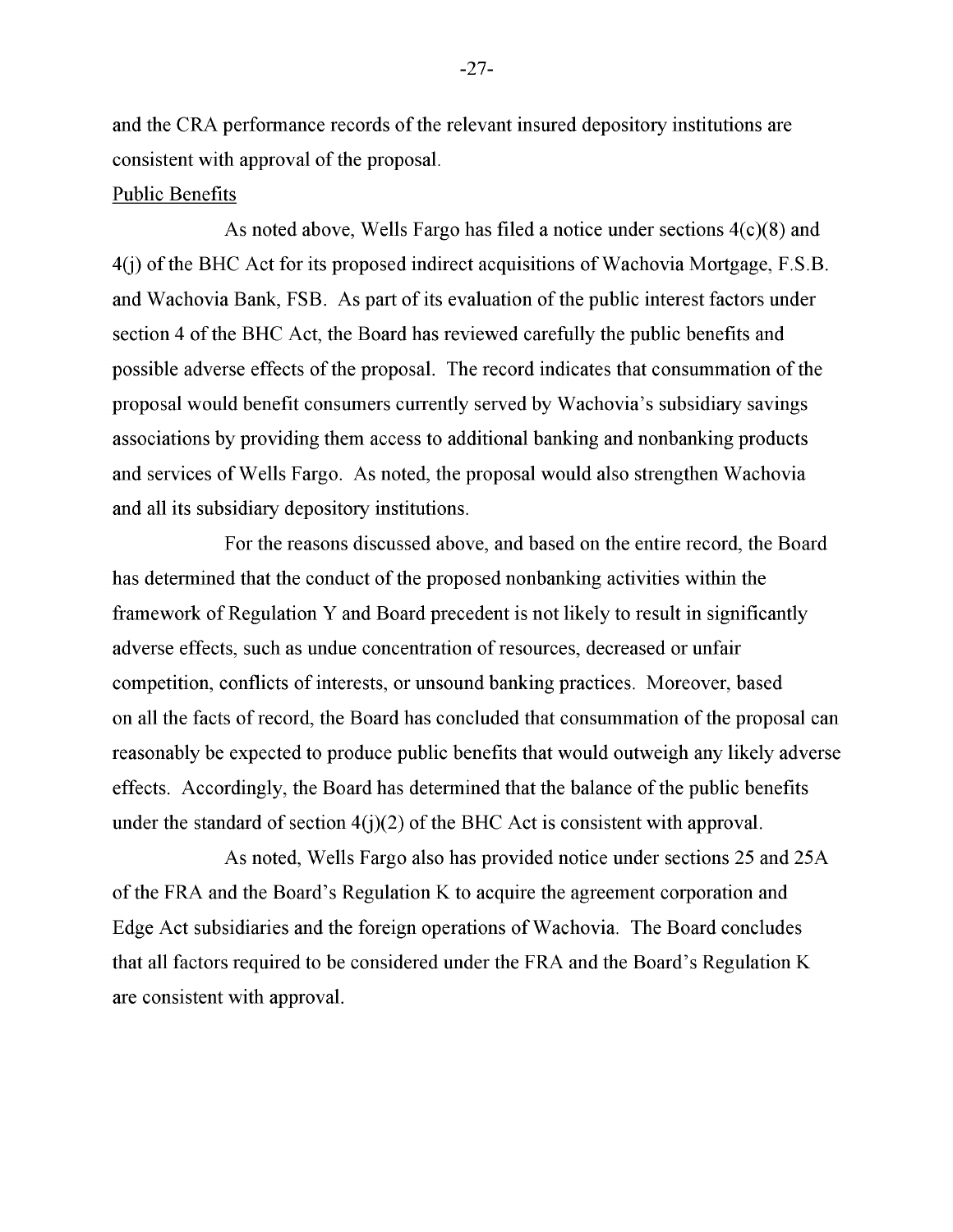and the CRA performance records of the relevant insured depository institutions are consistent with approval of the proposal.

Public Benefits

As noted above, Wells Fargo has filed a notice under sections 4(c)(8) and 4(j) of the BHC Act for its proposed indirect acquisitions of Wachovia Mortgage, F.S.B. and Wachovia Bank, FSB. As part of its evaluation of the public interest factors under section 4 of the BHC Act, the Board has reviewed carefully the public benefits and possible adverse effects of the proposal. The record indicates that consummation of the proposal would benefit consumers currently served by Wachovia's subsidiary savings associations by providing them access to additional banking and nonbanking products and services of Wells Fargo. As noted, the proposal would also strengthen Wachovia and all its subsidiary depository institutions.

For the reasons discussed above, and based on the entire record, the Board has determined that the conduct of the proposed nonbanking activities within the framework of Regulation Y and Board precedent is not likely to result in significantly adverse effects, such as undue concentration of resources, decreased or unfair competition, conflicts of interests, or unsound banking practices. Moreover, based on all the facts of record, the Board has concluded that consummation of the proposal can reasonably be expected to produce public benefits that would outweigh any likely adverse effects. Accordingly, the Board has determined that the balance of the public benefits under the standard of section 4(j)(2) of the BHC Act is consistent with approval.

As noted, Wells Fargo also has provided notice under sections 25 and 25A of the FRA and the Board's Regulation K to acquire the agreement corporation and Edge Act subsidiaries and the foreign operations of Wachovia. The Board concludes that all factors required to be considered under the FRA and the Board's Regulation K are consistent with approval.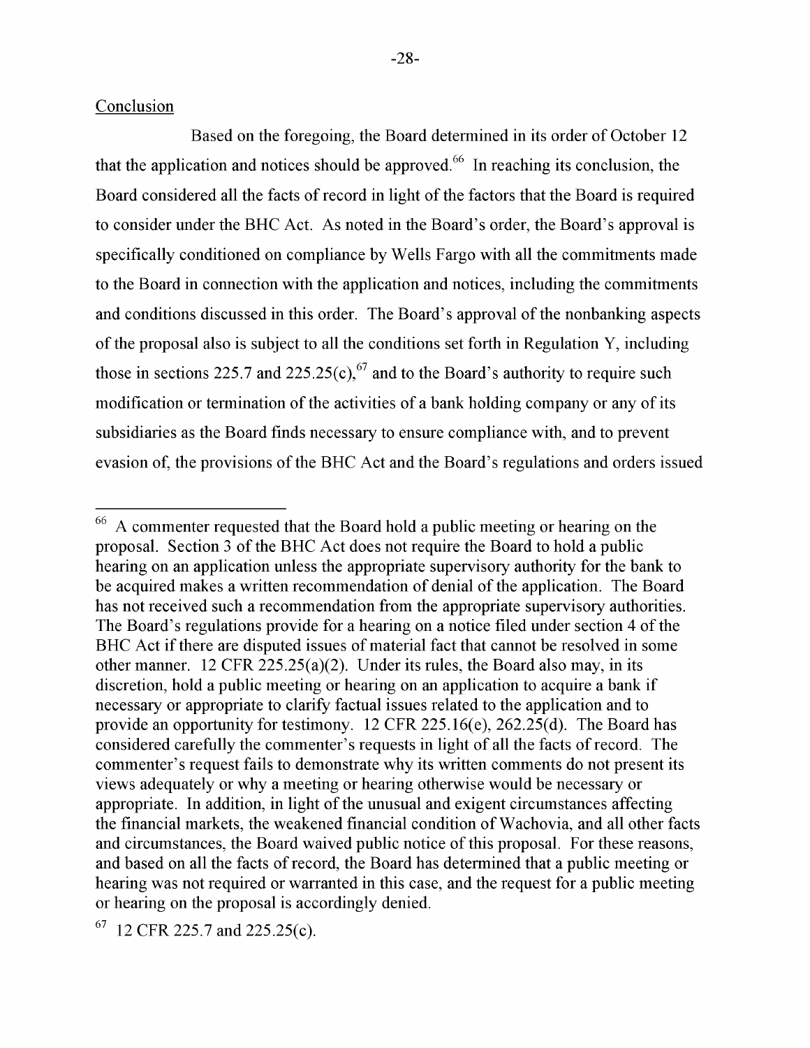Conclusion

Based on the foregoing, the Board determined in its order of October 12 that the application and notices should be approved.[66] In reaching its conclusion, the Board considered all the facts of record in light of the factors that the Board is required to consider under the BHC Act. As noted in the Board's order, the Board's approval is specifically conditioned on compliance by Wells Fargo with all the commitments made to the Board in connection with the application and notices, including the commitments and conditions discussed in this order. The Board's approval of the nonbanking aspects of the proposal also is subject to all the conditions set forth in Regulation Y, including those in sections 225.7 and 225.25(c),[67] and to the Board's authority to require such modification or termination of the activities of a bank holding company or any of its subsidiaries as the Board finds necessary to ensure compliance with, and to prevent evasion of, the provisions of the BHC Act and the Board's regulations and orders issued

---

[66] A commenter requested that the Board hold a public meeting or hearing on the proposal. Section 3 of the BHC Act does not require the Board to hold a public hearing on an application unless the appropriate supervisory authority for the bank to be acquired makes a written recommendation of denial of the application. The Board has not received such a recommendation from the appropriate supervisory authorities. The Board's regulations provide for a hearing on a notice filed under section 4 of the BHC Act if there are disputed issues of material fact that cannot be resolved in some other manner. 12 CFR 225.25(a)(2). Under its rules, the Board also may, in its discretion, hold a public meeting or hearing on an application to acquire a bank if necessary or appropriate to clarify factual issues related to the application and to provide an opportunity for testimony. 12 CFR 225.16(e), 262.25(d). The Board has considered carefully the commenter's requests in light of all the facts of record. The commenter's request fails to demonstrate why its written comments do not present its views adequately or why a meeting or hearing otherwise would be necessary or appropriate. In addition, in light of the unusual and exigent circumstances affecting the financial markets, the weakened financial condition of Wachovia, and all other facts and circumstances, the Board waived public notice of this proposal. For these reasons, and based on all the facts of record, the Board has determined that a public meeting or hearing was not required or warranted in this case, and the request for a public meeting or hearing on the proposal is accordingly denied.

[67] 12 CFR 225.7 and 225.25(c).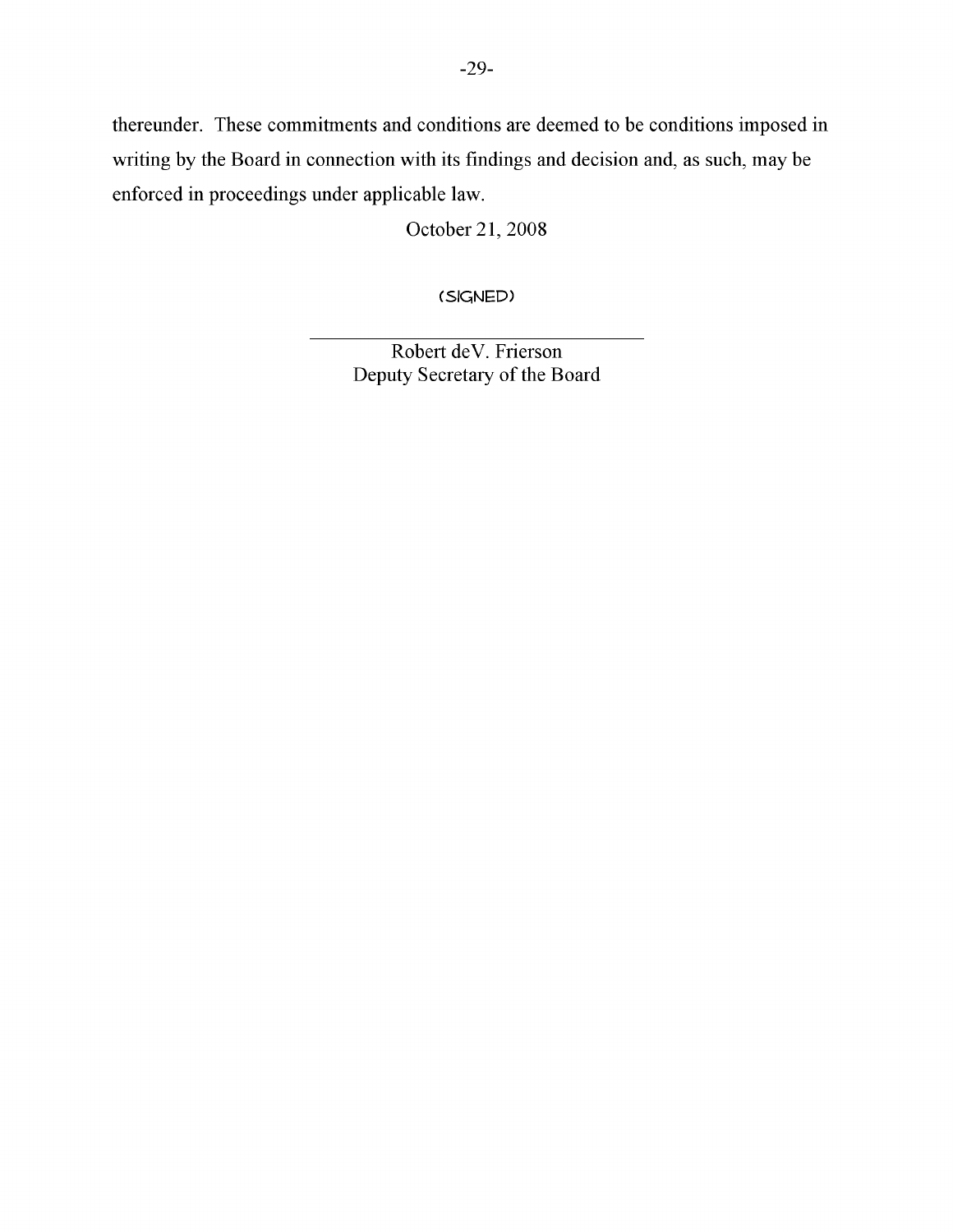thereunder. These commitments and conditions are deemed to be conditions imposed in writing by the Board in connection with its findings and decision and, as such, may be enforced in proceedings under applicable law.

October 21, 2008

(SIGNED)

Robert deV. Frierson
Deputy Secretary of the Board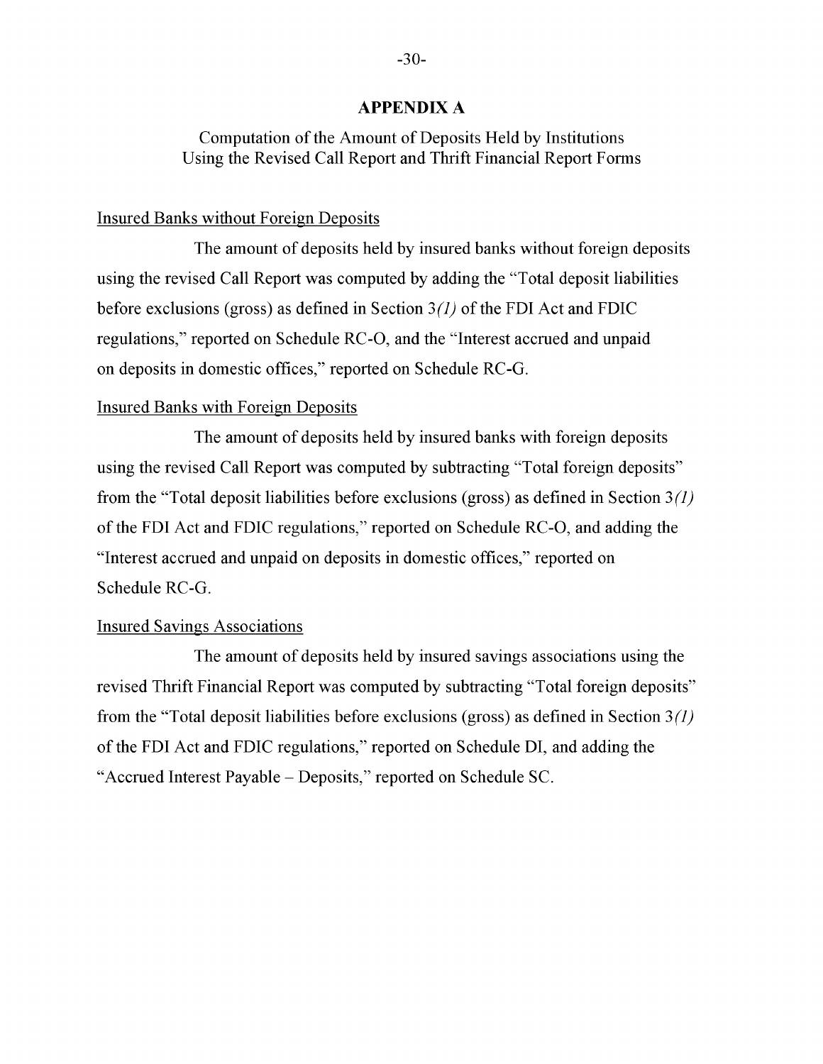## APPENDIX A

Computation of the Amount of Deposits Held by Institutions Using the Revised Call Report and Thrift Financial Report Forms

Insured Banks without Foreign Deposits

The amount of deposits held by insured banks without foreign deposits using the revised Call Report was computed by adding the "Total deposit liabilities before exclusions (gross) as defined in Section 3*(1)* of the FDI Act and FDIC regulations," reported on Schedule RC-O, and the "Interest accrued and unpaid on deposits in domestic offices," reported on Schedule RC-G.

Insured Banks with Foreign Deposits

The amount of deposits held by insured banks with foreign deposits using the revised Call Report was computed by subtracting "Total foreign deposits" from the "Total deposit liabilities before exclusions (gross) as defined in Section 3*(1)* of the FDI Act and FDIC regulations," reported on Schedule RC-O, and adding the "Interest accrued and unpaid on deposits in domestic offices," reported on Schedule RC-G.

Insured Savings Associations

The amount of deposits held by insured savings associations using the revised Thrift Financial Report was computed by subtracting "Total foreign deposits" from the "Total deposit liabilities before exclusions (gross) as defined in Section 3*(1)* of the FDI Act and FDIC regulations," reported on Schedule DI, and adding the "Accrued Interest Payable – Deposits," reported on Schedule SC.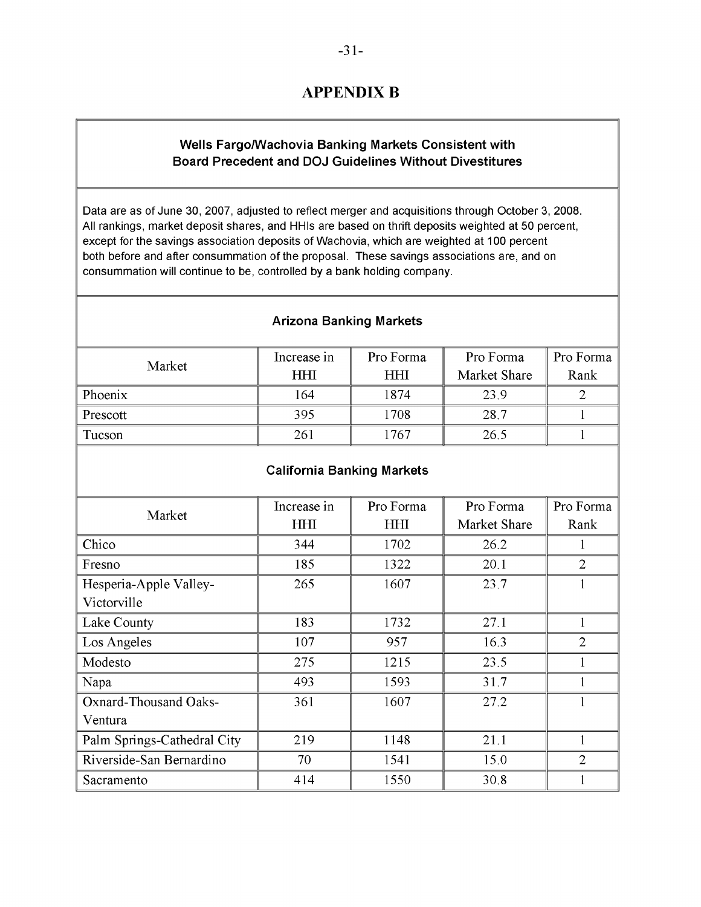# APPENDIX B

**Wells Fargo/Wachovia Banking Markets Consistent with Board Precedent and DOJ Guidelines Without Divestitures**

Data are as of June 30, 2007, adjusted to reflect merger and acquisitions through October 3, 2008. All rankings, market deposit shares, and HHIs are based on thrift deposits weighted at 50 percent, except for the savings association deposits of Wachovia, which are weighted at 100 percent both before and after consummation of the proposal. These savings associations are, and on consummation will continue to be, controlled by a bank holding company.

**Arizona Banking Markets**

| Market | Increase in HHI | Pro Forma HHI | Pro Forma Market Share | Pro Forma Rank |
|---|---|---|---|---|
| Phoenix | 164 | 1874 | 23.9 | 2 |
| Prescott | 395 | 1708 | 28.7 | 1 |
| Tucson | 261 | 1767 | 26.5 | 1 |

**California Banking Markets**

| Market | Increase in HHI | Pro Forma HHI | Pro Forma Market Share | Pro Forma Rank |
|---|---|---|---|---|
| Chico | 344 | 1702 | 26.2 | 1 |
| Fresno | 185 | 1322 | 20.1 | 2 |
| Hesperia-Apple Valley-Victorville | 265 | 1607 | 23.7 | 1 |
| Lake County | 183 | 1732 | 27.1 | 1 |
| Los Angeles | 107 | 957 | 16.3 | 2 |
| Modesto | 275 | 1215 | 23.5 | 1 |
| Napa | 493 | 1593 | 31.7 | 1 |
| Oxnard-Thousand Oaks-Ventura | 361 | 1607 | 27.2 | 1 |
| Palm Springs-Cathedral City | 219 | 1148 | 21.1 | 1 |
| Riverside-San Bernardino | 70 | 1541 | 15.0 | 2 |
| Sacramento | 414 | 1550 | 30.8 | 1 |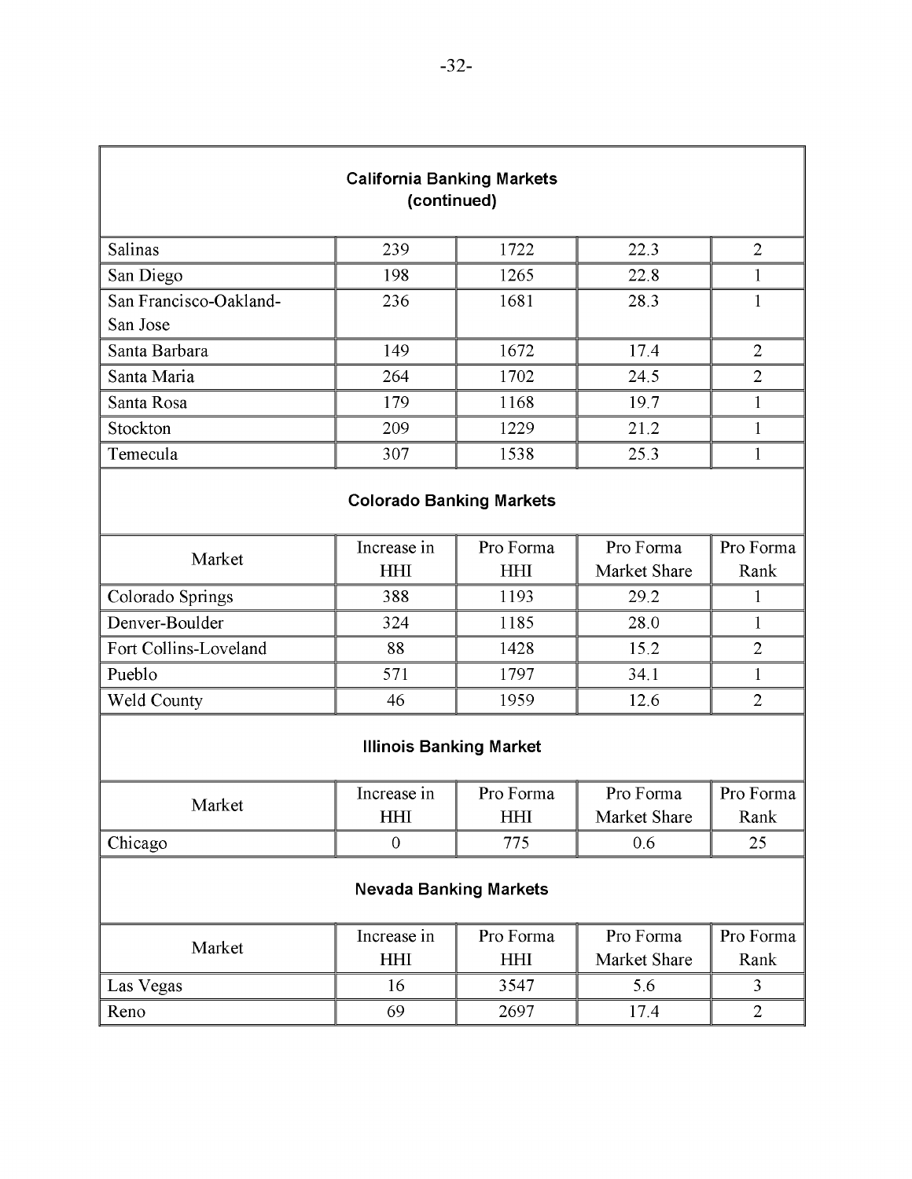## California Banking Markets (continued)

| | | | | |
|---|---|---|---|---|
| Salinas | 239 | 1722 | 22.3 | 2 |
| San Diego | 198 | 1265 | 22.8 | 1 |
| San Francisco-Oakland-San Jose | 236 | 1681 | 28.3 | 1 |
| Santa Barbara | 149 | 1672 | 17.4 | 2 |
| Santa Maria | 264 | 1702 | 24.5 | 2 |
| Santa Rosa | 179 | 1168 | 19.7 | 1 |
| Stockton | 209 | 1229 | 21.2 | 1 |
| Temecula | 307 | 1538 | 25.3 | 1 |

## Colorado Banking Markets

| Market | Increase in HHI | Pro Forma HHI | Pro Forma Market Share | Pro Forma Rank |
|---|---|---|---|---|
| Colorado Springs | 388 | 1193 | 29.2 | 1 |
| Denver-Boulder | 324 | 1185 | 28.0 | 1 |
| Fort Collins-Loveland | 88 | 1428 | 15.2 | 2 |
| Pueblo | 571 | 1797 | 34.1 | 1 |
| Weld County | 46 | 1959 | 12.6 | 2 |

## Illinois Banking Market

| Market | Increase in HHI | Pro Forma HHI | Pro Forma Market Share | Pro Forma Rank |
|---|---|---|---|---|
| Chicago | 0 | 775 | 0.6 | 25 |

## Nevada Banking Markets

| Market | Increase in HHI | Pro Forma HHI | Pro Forma Market Share | Pro Forma Rank |
|---|---|---|---|---|
| Las Vegas | 16 | 3547 | 5.6 | 3 |
| Reno | 69 | 2697 | 17.4 | 2 |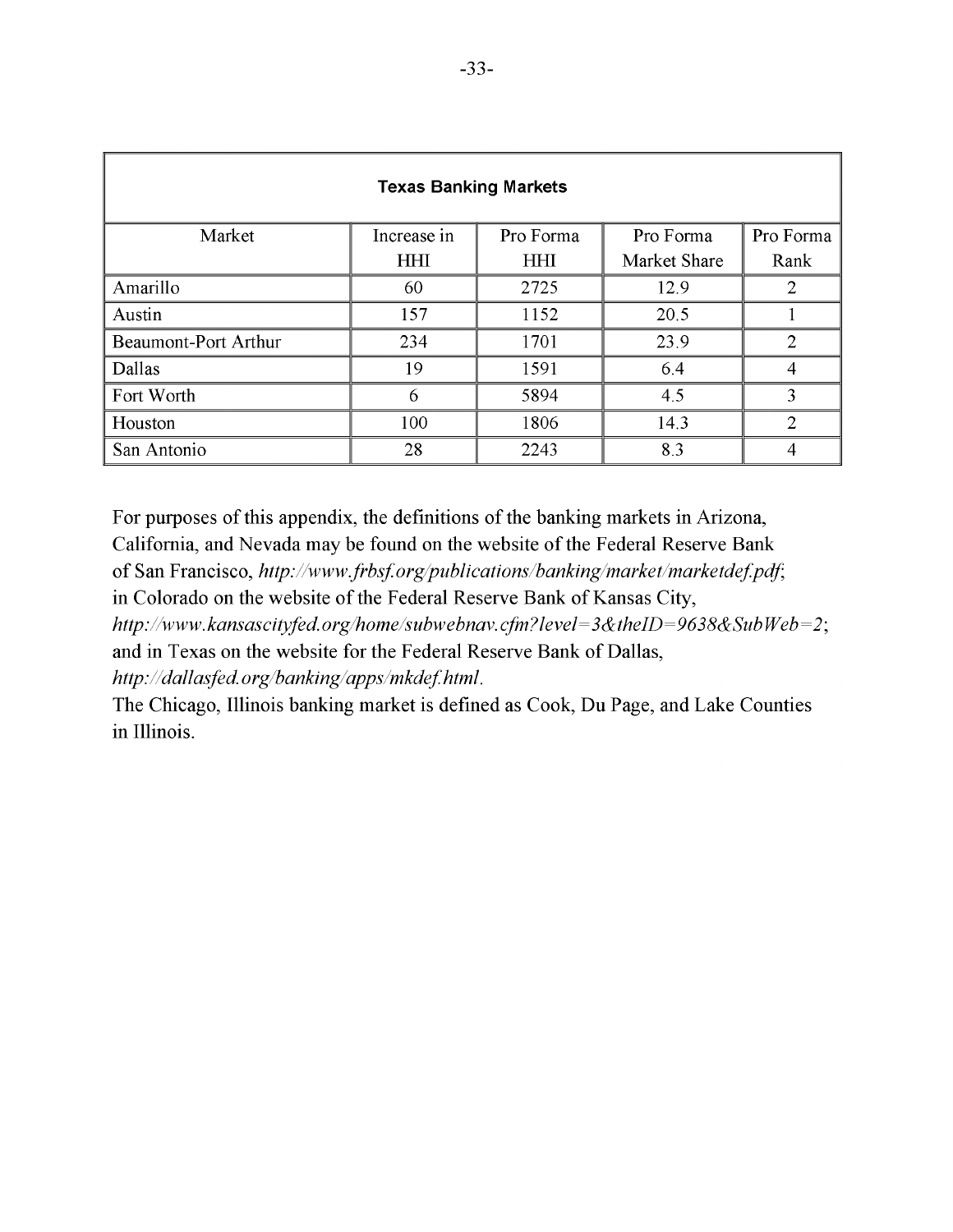| **Texas Banking Markets** | | | | |
|---|---|---|---|---|
| Market | Increase in HHI | Pro Forma HHI | Pro Forma Market Share | Pro Forma Rank |
| Amarillo | 60 | 2725 | 12.9 | 2 |
| Austin | 157 | 1152 | 20.5 | 1 |
| Beaumont-Port Arthur | 234 | 1701 | 23.9 | 2 |
| Dallas | 19 | 1591 | 6.4 | 4 |
| Fort Worth | 6 | 5894 | 4.5 | 3 |
| Houston | 100 | 1806 | 14.3 | 2 |
| San Antonio | 28 | 2243 | 8.3 | 4 |

For purposes of this appendix, the definitions of the banking markets in Arizona, California, and Nevada may be found on the website of the Federal Reserve Bank of San Francisco, *http://www.frbsf.org/publications/banking/market/marketdef.pdf*; in Colorado on the website of the Federal Reserve Bank of Kansas City, *http://www.kansascityfed.org/home/subwebnav.cfm?level=3&theID=9638&SubWeb=2*; and in Texas on the website for the Federal Reserve Bank of Dallas, *http://dallasfed.org/banking/apps/mkdef.html*.

The Chicago, Illinois banking market is defined as Cook, Du Page, and Lake Counties in Illinois.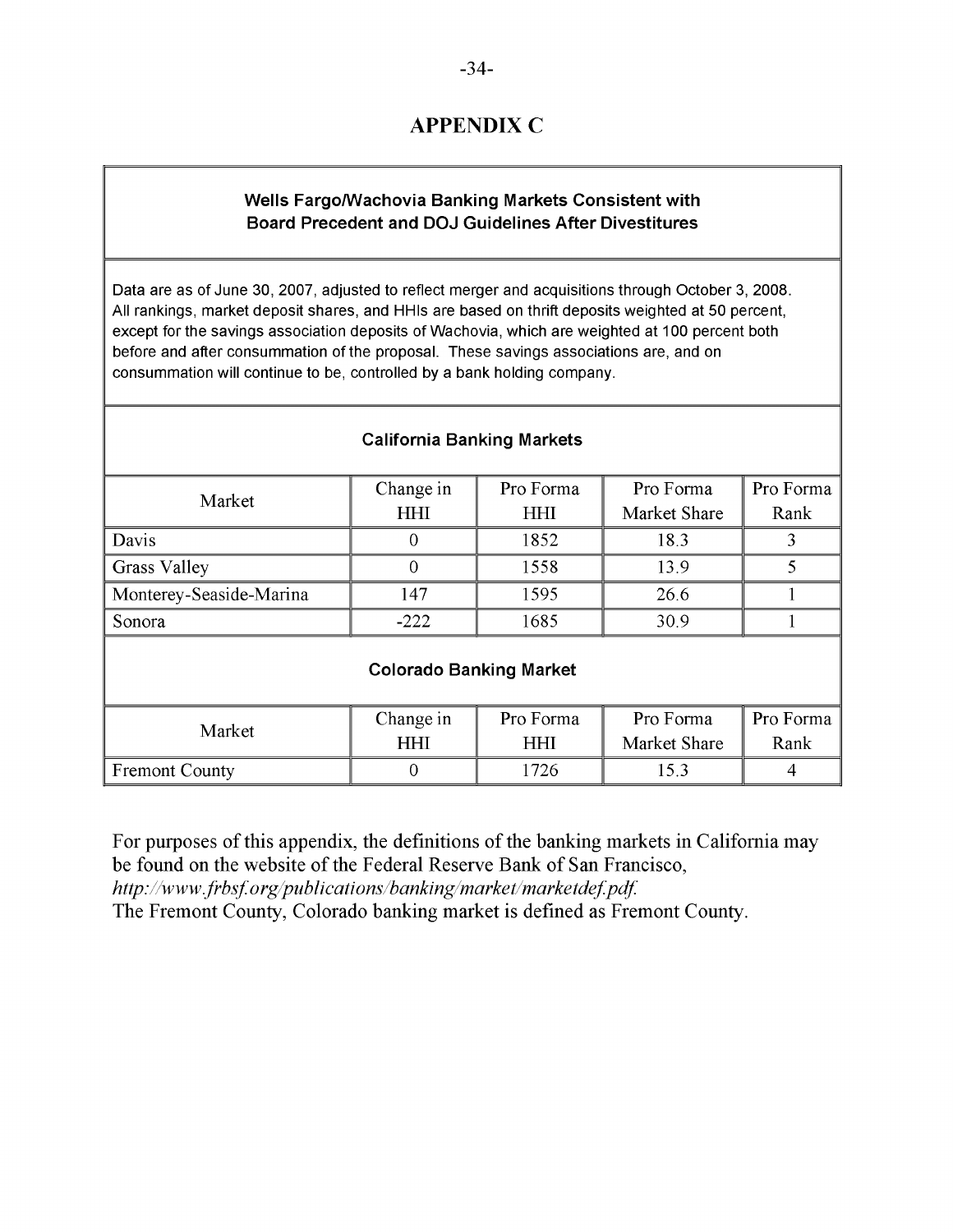# APPENDIX C

**Wells Fargo/Wachovia Banking Markets Consistent with Board Precedent and DOJ Guidelines After Divestitures**

Data are as of June 30, 2007, adjusted to reflect merger and acquisitions through October 3, 2008. All rankings, market deposit shares, and HHIs are based on thrift deposits weighted at 50 percent, except for the savings association deposits of Wachovia, which are weighted at 100 percent both before and after consummation of the proposal. These savings associations are, and on consummation will continue to be, controlled by a bank holding company.

**California Banking Markets**

| Market | Change in HHI | Pro Forma HHI | Pro Forma Market Share | Pro Forma Rank |
|---|---|---|---|---|
| Davis | 0 | 1852 | 18.3 | 3 |
| Grass Valley | 0 | 1558 | 13.9 | 5 |
| Monterey-Seaside-Marina | 147 | 1595 | 26.6 | 1 |
| Sonora | -222 | 1685 | 30.9 | 1 |

**Colorado Banking Market**

| Market | Change in HHI | Pro Forma HHI | Pro Forma Market Share | Pro Forma Rank |
|---|---|---|---|---|
| Fremont County | 0 | 1726 | 15.3 | 4 |

For purposes of this appendix, the definitions of the banking markets in California may be found on the website of the Federal Reserve Bank of San Francisco, *http://www.frbsf.org/publications/banking/market/marketdef.pdf.*
The Fremont County, Colorado banking market is defined as Fremont County.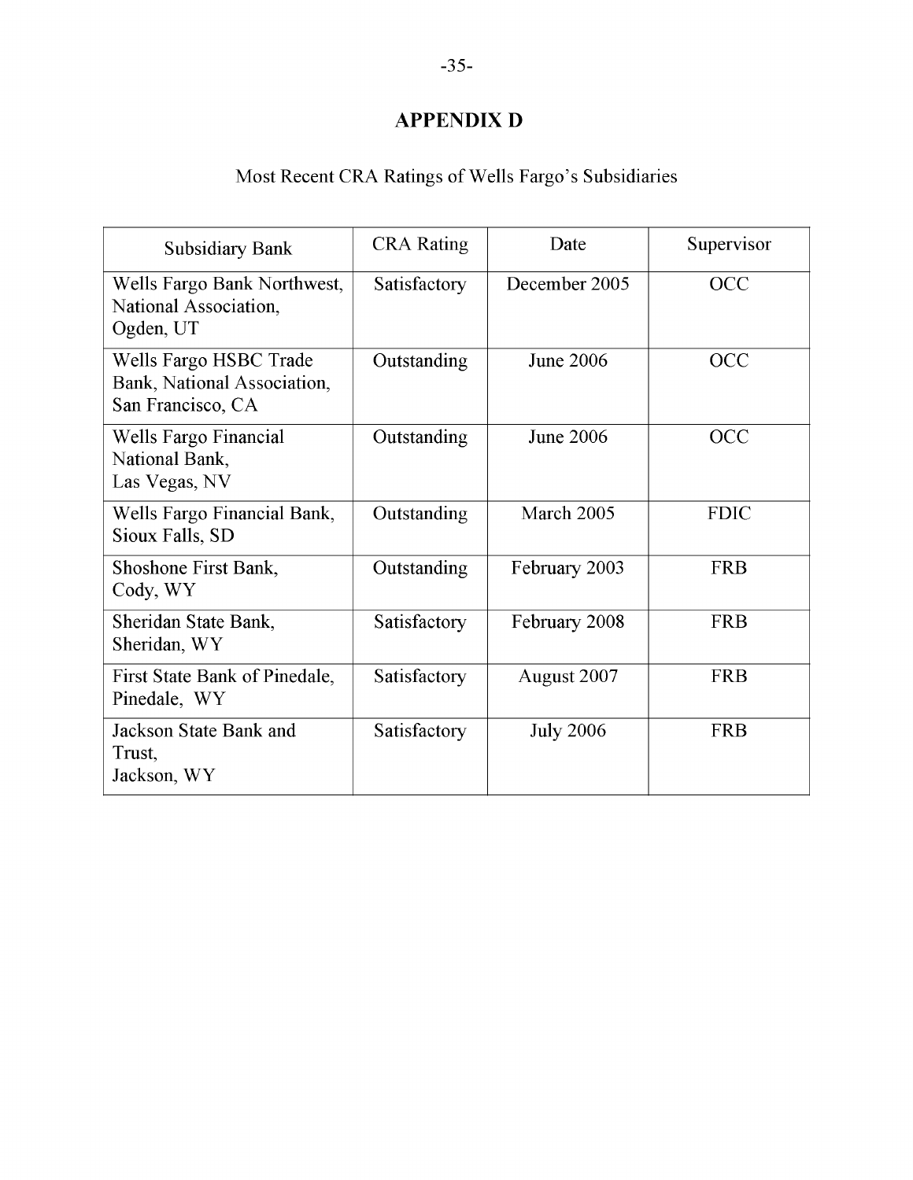# APPENDIX D

Most Recent CRA Ratings of Wells Fargo's Subsidiaries

| Subsidiary Bank | CRA Rating | Date | Supervisor |
|---|---|---|---|
| Wells Fargo Bank Northwest, National Association, Ogden, UT | Satisfactory | December 2005 | OCC |
| Wells Fargo HSBC Trade Bank, National Association, San Francisco, CA | Outstanding | June 2006 | OCC |
| Wells Fargo Financial National Bank, Las Vegas, NV | Outstanding | June 2006 | OCC |
| Wells Fargo Financial Bank, Sioux Falls, SD | Outstanding | March 2005 | FDIC |
| Shoshone First Bank, Cody, WY | Outstanding | February 2003 | FRB |
| Sheridan State Bank, Sheridan, WY | Satisfactory | February 2008 | FRB |
| First State Bank of Pinedale, Pinedale, WY | Satisfactory | August 2007 | FRB |
| Jackson State Bank and Trust, Jackson, WY | Satisfactory | July 2006 | FRB |